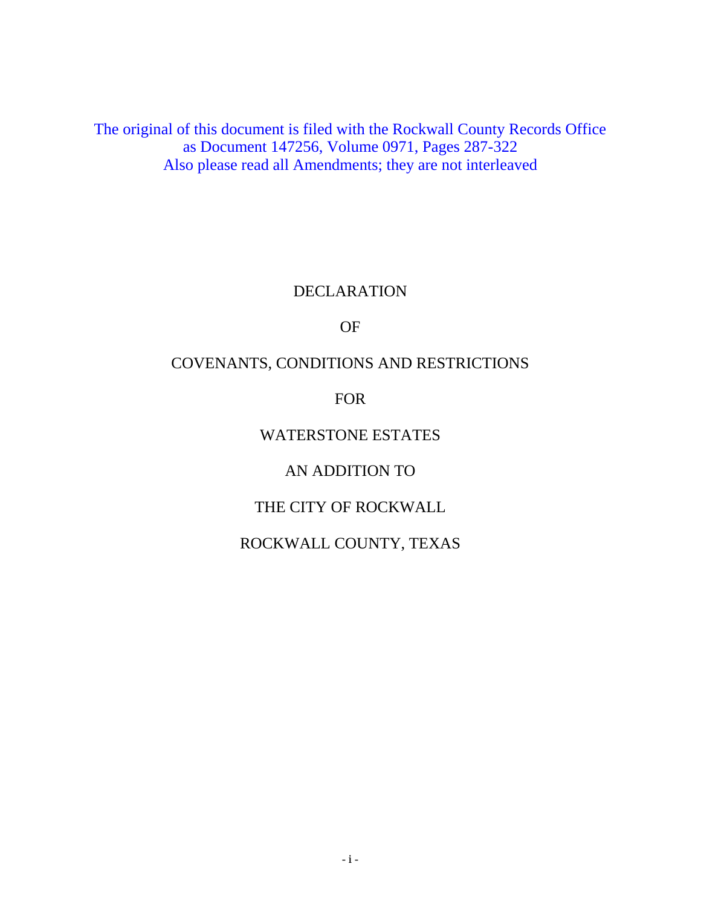The original of this document is filed with the Rockwall County Records Office
as Document 147256, Volume 0971, Pages 287-322
Also please read all Amendments; they are not interleaved

# DECLARATION

# OF

# COVENANTS, CONDITIONS AND RESTRICTIONS

# FOR

# WATERSTONE ESTATES

# AN ADDITION TO

# THE CITY OF ROCKWALL

# ROCKWALL COUNTY, TEXAS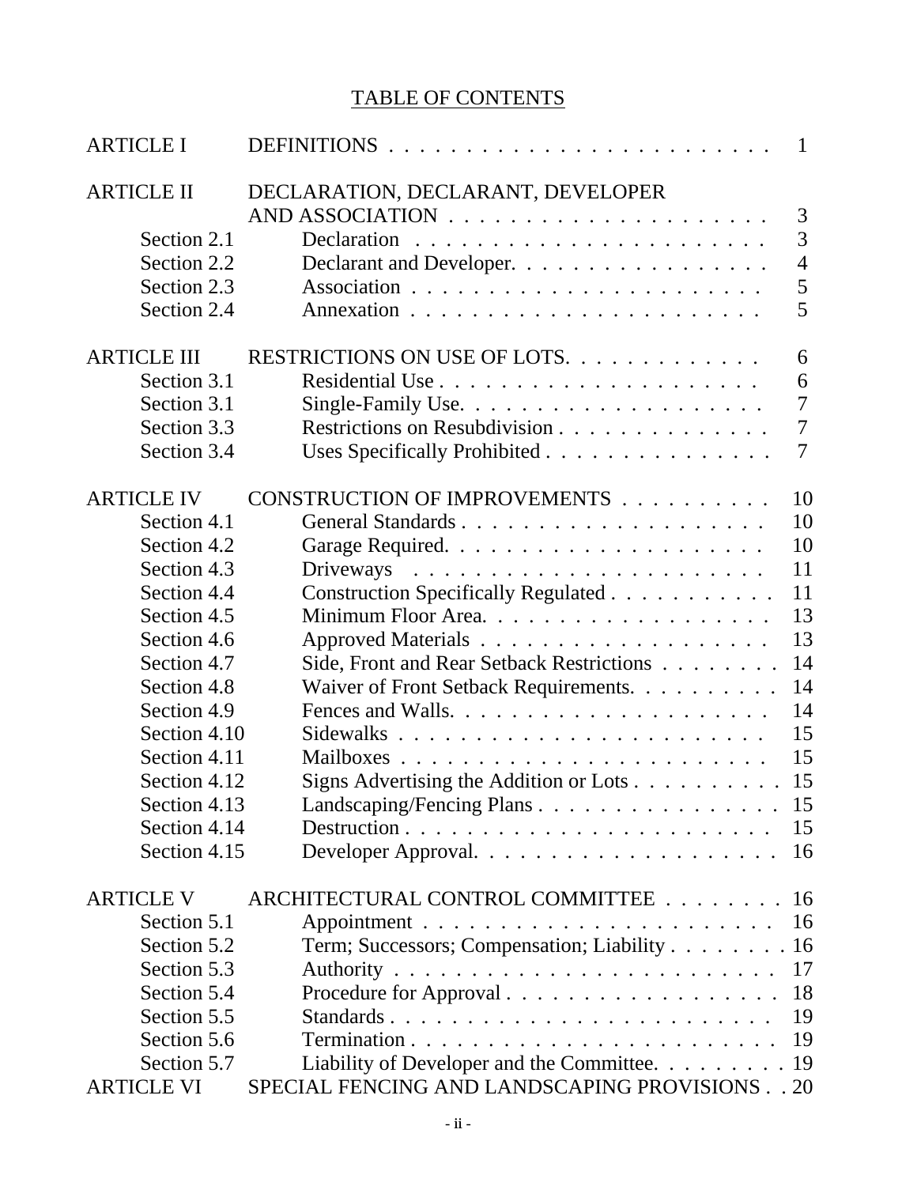# TABLE OF CONTENTS

| | | |
|---|---|---|
| ARTICLE I | DEFINITIONS | 1 |
| ARTICLE II | DECLARATION, DECLARANT, DEVELOPER AND ASSOCIATION | 3 |
| Section 2.1 | Declaration | 3 |
| Section 2.2 | Declarant and Developer. | 4 |
| Section 2.3 | Association | 5 |
| Section 2.4 | Annexation | 5 |
| ARTICLE III | RESTRICTIONS ON USE OF LOTS. | 6 |
| Section 3.1 | Residential Use | 6 |
| Section 3.1 | Single-Family Use. | 7 |
| Section 3.3 | Restrictions on Resubdivision | 7 |
| Section 3.4 | Uses Specifically Prohibited | 7 |
| ARTICLE IV | CONSTRUCTION OF IMPROVEMENTS | 10 |
| Section 4.1 | General Standards | 10 |
| Section 4.2 | Garage Required. | 10 |
| Section 4.3 | Driveways | 11 |
| Section 4.4 | Construction Specifically Regulated | 11 |
| Section 4.5 | Minimum Floor Area. | 13 |
| Section 4.6 | Approved Materials | 13 |
| Section 4.7 | Side, Front and Rear Setback Restrictions | 14 |
| Section 4.8 | Waiver of Front Setback Requirements. | 14 |
| Section 4.9 | Fences and Walls. | 14 |
| Section 4.10 | Sidewalks | 15 |
| Section 4.11 | Mailboxes | 15 |
| Section 4.12 | Signs Advertising the Addition or Lots | 15 |
| Section 4.13 | Landscaping/Fencing Plans | 15 |
| Section 4.14 | Destruction | 15 |
| Section 4.15 | Developer Approval. | 16 |
| ARTICLE V | ARCHITECTURAL CONTROL COMMITTEE | 16 |
| Section 5.1 | Appointment | 16 |
| Section 5.2 | Term; Successors; Compensation; Liability | 16 |
| Section 5.3 | Authority | 17 |
| Section 5.4 | Procedure for Approval | 18 |
| Section 5.5 | Standards | 19 |
| Section 5.6 | Termination | 19 |
| Section 5.7 | Liability of Developer and the Committee. | 19 |
| ARTICLE VI | SPECIAL FENCING AND LANDSCAPING PROVISIONS | 20 |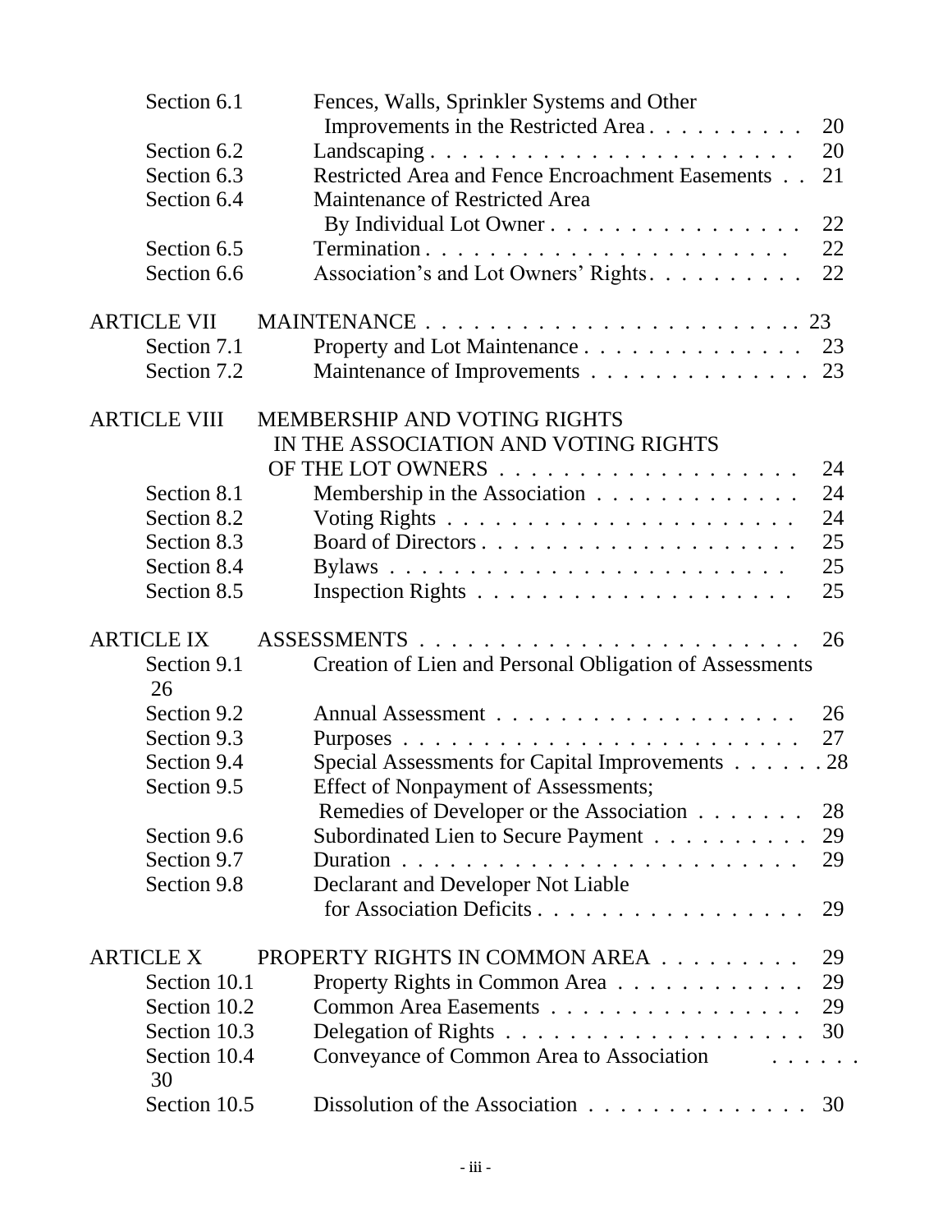| | | |
|---|---|---|
| Section 6.1 | Fences, Walls, Sprinkler Systems and Other Improvements in the Restricted Area | 20 |
| Section 6.2 | Landscaping | 20 |
| Section 6.3 | Restricted Area and Fence Encroachment Easements | 21 |
| Section 6.4 | Maintenance of Restricted Area By Individual Lot Owner | 22 |
| Section 6.5 | Termination | 22 |
| Section 6.6 | Association's and Lot Owners' Rights | 22 |
| ARTICLE VII | MAINTENANCE | 23 |
| Section 7.1 | Property and Lot Maintenance | 23 |
| Section 7.2 | Maintenance of Improvements | 23 |
| ARTICLE VIII | MEMBERSHIP AND VOTING RIGHTS IN THE ASSOCIATION AND VOTING RIGHTS OF THE LOT OWNERS | 24 |
| Section 8.1 | Membership in the Association | 24 |
| Section 8.2 | Voting Rights | 24 |
| Section 8.3 | Board of Directors | 25 |
| Section 8.4 | Bylaws | 25 |
| Section 8.5 | Inspection Rights | 25 |
| ARTICLE IX | ASSESSMENTS | 26 |
| Section 9.1 | Creation of Lien and Personal Obligation of Assessments | 26 |
| Section 9.2 | Annual Assessment | 26 |
| Section 9.3 | Purposes | 27 |
| Section 9.4 | Special Assessments for Capital Improvements | 28 |
| Section 9.5 | Effect of Nonpayment of Assessments; Remedies of Developer or the Association | 28 |
| Section 9.6 | Subordinated Lien to Secure Payment | 29 |
| Section 9.7 | Duration | 29 |
| Section 9.8 | Declarant and Developer Not Liable for Association Deficits | 29 |
| ARTICLE X | PROPERTY RIGHTS IN COMMON AREA | 29 |
| Section 10.1 | Property Rights in Common Area | 29 |
| Section 10.2 | Common Area Easements | 29 |
| Section 10.3 | Delegation of Rights | 30 |
| Section 10.4 | Conveyance of Common Area to Association | 30 |
| Section 10.5 | Dissolution of the Association | 30 |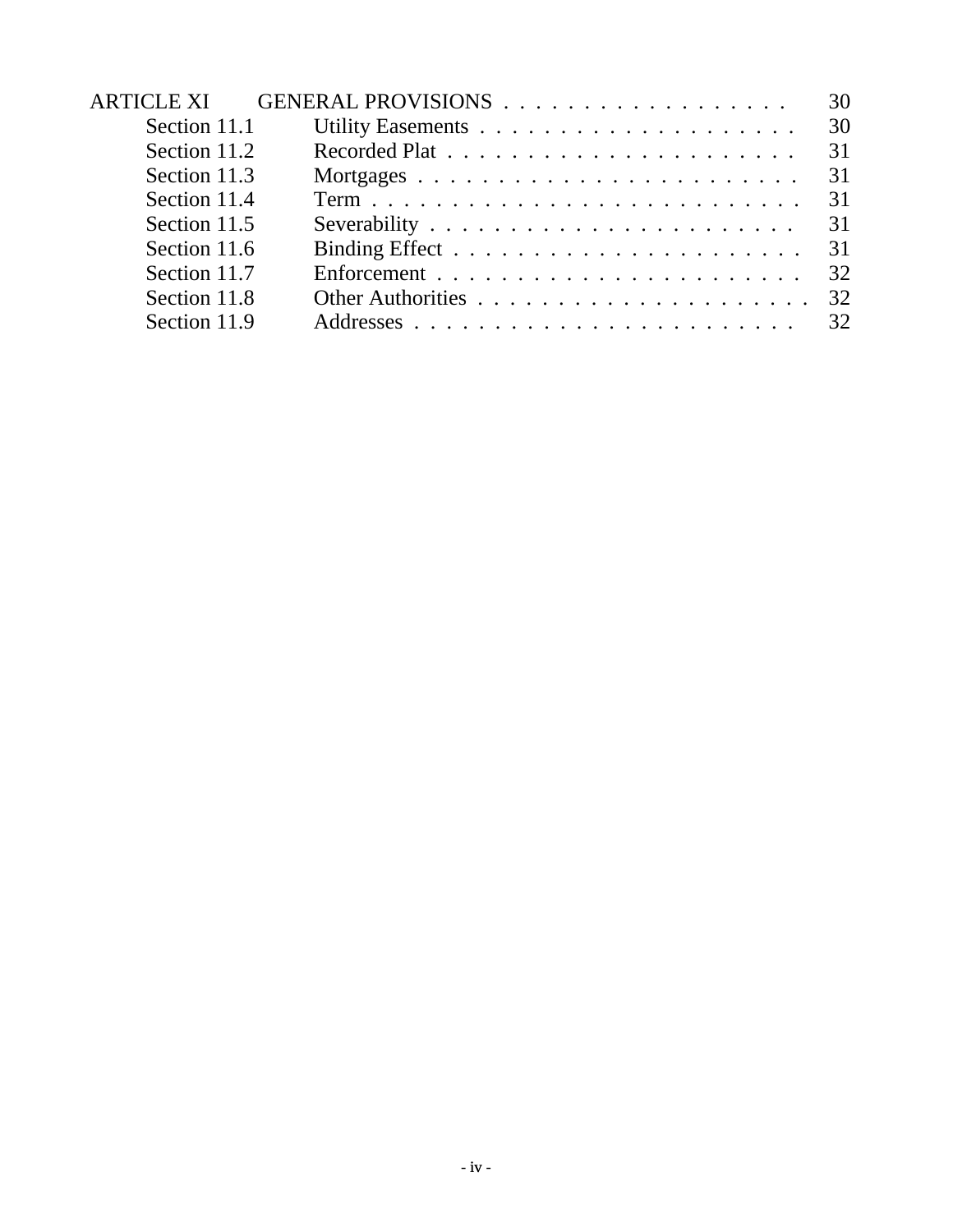| | | |
|---|---|---|
| ARTICLE XI | GENERAL PROVISIONS | 30 |
| Section 11.1 | Utility Easements | 30 |
| Section 11.2 | Recorded Plat | 31 |
| Section 11.3 | Mortgages | 31 |
| Section 11.4 | Term | 31 |
| Section 11.5 | Severability | 31 |
| Section 11.6 | Binding Effect | 31 |
| Section 11.7 | Enforcement | 32 |
| Section 11.8 | Other Authorities | 32 |
| Section 11.9 | Addresses | 32 |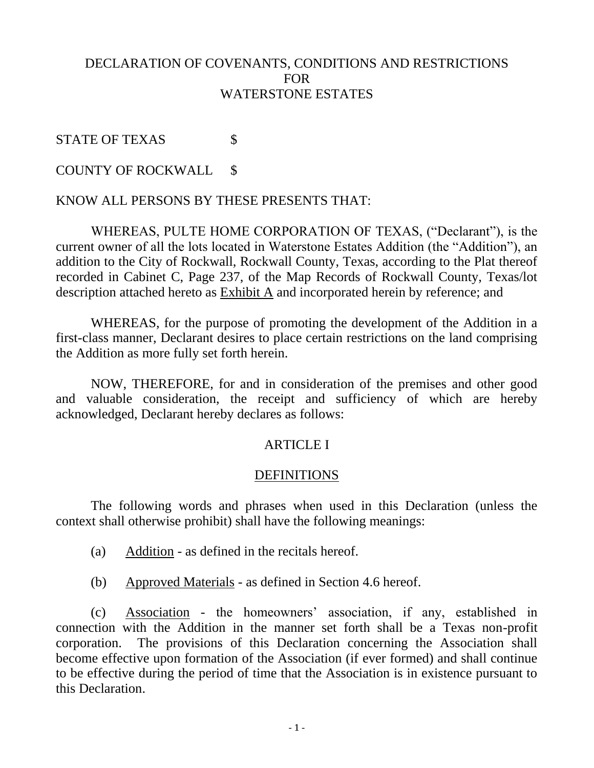# DECLARATION OF COVENANTS, CONDITIONS AND RESTRICTIONS FOR WATERSTONE ESTATES

STATE OF TEXAS $

COUNTY OF ROCKWALL $

KNOW ALL PERSONS BY THESE PRESENTS THAT:

WHEREAS, PULTE HOME CORPORATION OF TEXAS, ("Declarant"), is the current owner of all the lots located in Waterstone Estates Addition (the "Addition"), an addition to the City of Rockwall, Rockwall County, Texas, according to the Plat thereof recorded in Cabinet C, Page 237, of the Map Records of Rockwall County, Texas/lot description attached hereto as Exhibit A and incorporated herein by reference; and

WHEREAS, for the purpose of promoting the development of the Addition in a first-class manner, Declarant desires to place certain restrictions on the land comprising the Addition as more fully set forth herein.

NOW, THEREFORE, for and in consideration of the premises and other good and valuable consideration, the receipt and sufficiency of which are hereby acknowledged, Declarant hereby declares as follows:

## ARTICLE I

## DEFINITIONS

The following words and phrases when used in this Declaration (unless the context shall otherwise prohibit) shall have the following meanings:

(a) Addition - as defined in the recitals hereof.

(b) Approved Materials - as defined in Section 4.6 hereof.

(c) Association - the homeowners' association, if any, established in connection with the Addition in the manner set forth shall be a Texas non-profit corporation. The provisions of this Declaration concerning the Association shall become effective upon formation of the Association (if ever formed) and shall continue to be effective during the period of time that the Association is in existence pursuant to this Declaration.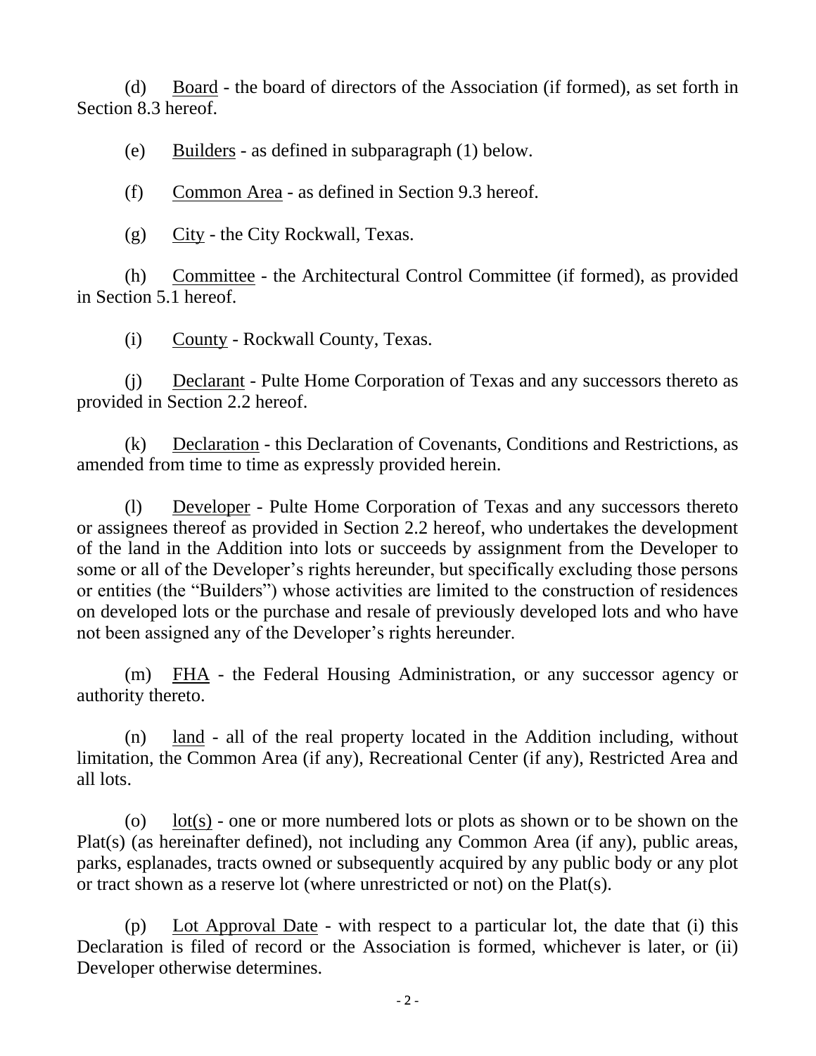(d) Board - the board of directors of the Association (if formed), as set forth in Section 8.3 hereof.

(e) Builders - as defined in subparagraph (1) below.

(f) Common Area - as defined in Section 9.3 hereof.

(g) City - the City Rockwall, Texas.

(h) Committee - the Architectural Control Committee (if formed), as provided in Section 5.1 hereof.

(i) County - Rockwall County, Texas.

(j) Declarant - Pulte Home Corporation of Texas and any successors thereto as provided in Section 2.2 hereof.

(k) Declaration - this Declaration of Covenants, Conditions and Restrictions, as amended from time to time as expressly provided herein.

(l) Developer - Pulte Home Corporation of Texas and any successors thereto or assignees thereof as provided in Section 2.2 hereof, who undertakes the development of the land in the Addition into lots or succeeds by assignment from the Developer to some or all of the Developer's rights hereunder, but specifically excluding those persons or entities (the "Builders") whose activities are limited to the construction of residences on developed lots or the purchase and resale of previously developed lots and who have not been assigned any of the Developer's rights hereunder.

(m) FHA - the Federal Housing Administration, or any successor agency or authority thereto.

(n) land - all of the real property located in the Addition including, without limitation, the Common Area (if any), Recreational Center (if any), Restricted Area and all lots.

(o) lot(s) - one or more numbered lots or plots as shown or to be shown on the Plat(s) (as hereinafter defined), not including any Common Area (if any), public areas, parks, esplanades, tracts owned or subsequently acquired by any public body or any plot or tract shown as a reserve lot (where unrestricted or not) on the Plat(s).

(p) Lot Approval Date - with respect to a particular lot, the date that (i) this Declaration is filed of record or the Association is formed, whichever is later, or (ii) Developer otherwise determines.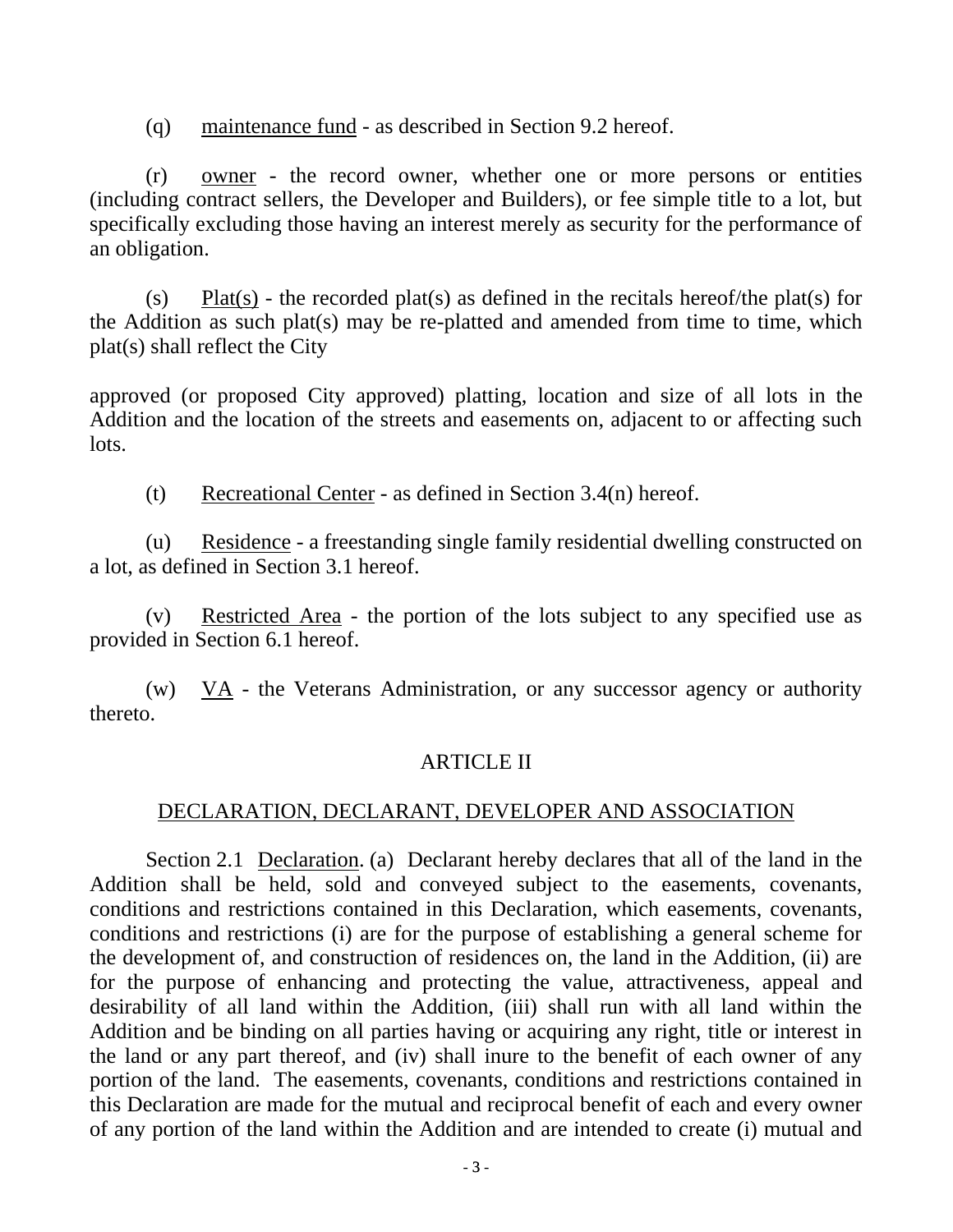(q) maintenance fund - as described in Section 9.2 hereof.

(r) owner - the record owner, whether one or more persons or entities (including contract sellers, the Developer and Builders), or fee simple title to a lot, but specifically excluding those having an interest merely as security for the performance of an obligation.

(s) Plat(s) - the recorded plat(s) as defined in the recitals hereof/the plat(s) for the Addition as such plat(s) may be re-platted and amended from time to time, which plat(s) shall reflect the City

approved (or proposed City approved) platting, location and size of all lots in the Addition and the location of the streets and easements on, adjacent to or affecting such lots.

(t) Recreational Center - as defined in Section 3.4(n) hereof.

(u) Residence - a freestanding single family residential dwelling constructed on a lot, as defined in Section 3.1 hereof.

(v) Restricted Area - the portion of the lots subject to any specified use as provided in Section 6.1 hereof.

(w) VA - the Veterans Administration, or any successor agency or authority thereto.

## ARTICLE II

## DECLARATION, DECLARANT, DEVELOPER AND ASSOCIATION

Section 2.1 Declaration. (a) Declarant hereby declares that all of the land in the Addition shall be held, sold and conveyed subject to the easements, covenants, conditions and restrictions contained in this Declaration, which easements, covenants, conditions and restrictions (i) are for the purpose of establishing a general scheme for the development of, and construction of residences on, the land in the Addition, (ii) are for the purpose of enhancing and protecting the value, attractiveness, appeal and desirability of all land within the Addition, (iii) shall run with all land within the Addition and be binding on all parties having or acquiring any right, title or interest in the land or any part thereof, and (iv) shall inure to the benefit of each owner of any portion of the land. The easements, covenants, conditions and restrictions contained in this Declaration are made for the mutual and reciprocal benefit of each and every owner of any portion of the land within the Addition and are intended to create (i) mutual and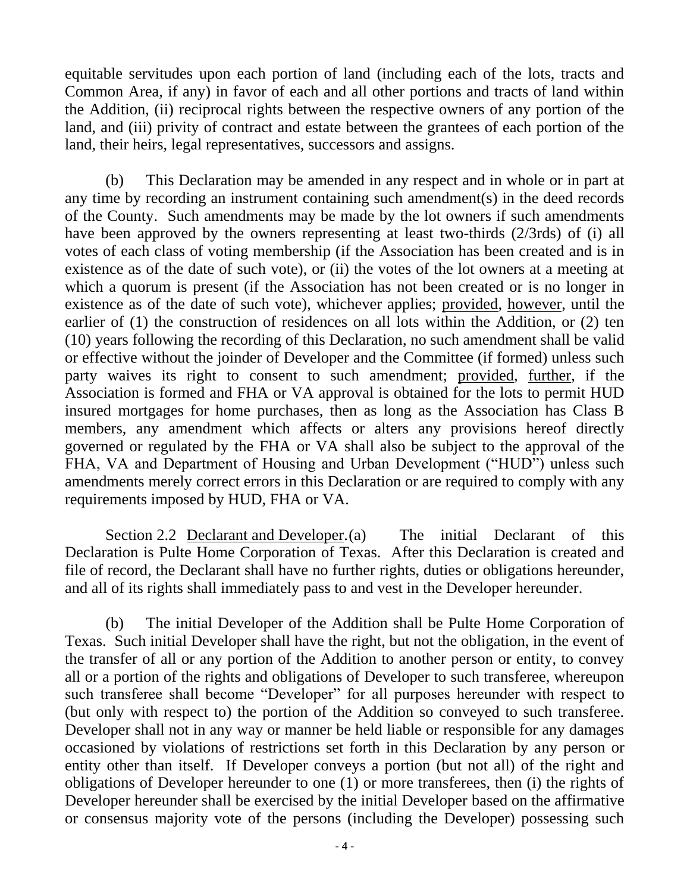equitable servitudes upon each portion of land (including each of the lots, tracts and Common Area, if any) in favor of each and all other portions and tracts of land within the Addition, (ii) reciprocal rights between the respective owners of any portion of the land, and (iii) privity of contract and estate between the grantees of each portion of the land, their heirs, legal representatives, successors and assigns.

(b) This Declaration may be amended in any respect and in whole or in part at any time by recording an instrument containing such amendment(s) in the deed records of the County. Such amendments may be made by the lot owners if such amendments have been approved by the owners representing at least two-thirds (2/3rds) of (i) all votes of each class of voting membership (if the Association has been created and is in existence as of the date of such vote), or (ii) the votes of the lot owners at a meeting at which a quorum is present (if the Association has not been created or is no longer in existence as of the date of such vote), whichever applies; provided, however, until the earlier of (1) the construction of residences on all lots within the Addition, or (2) ten (10) years following the recording of this Declaration, no such amendment shall be valid or effective without the joinder of Developer and the Committee (if formed) unless such party waives its right to consent to such amendment; provided, further, if the Association is formed and FHA or VA approval is obtained for the lots to permit HUD insured mortgages for home purchases, then as long as the Association has Class B members, any amendment which affects or alters any provisions hereof directly governed or regulated by the FHA or VA shall also be subject to the approval of the FHA, VA and Department of Housing and Urban Development ("HUD") unless such amendments merely correct errors in this Declaration or are required to comply with any requirements imposed by HUD, FHA or VA.

Section 2.2 Declarant and Developer. (a) The initial Declarant of this Declaration is Pulte Home Corporation of Texas. After this Declaration is created and file of record, the Declarant shall have no further rights, duties or obligations hereunder, and all of its rights shall immediately pass to and vest in the Developer hereunder.

(b) The initial Developer of the Addition shall be Pulte Home Corporation of Texas. Such initial Developer shall have the right, but not the obligation, in the event of the transfer of all or any portion of the Addition to another person or entity, to convey all or a portion of the rights and obligations of Developer to such transferee, whereupon such transferee shall become "Developer" for all purposes hereunder with respect to (but only with respect to) the portion of the Addition so conveyed to such transferee. Developer shall not in any way or manner be held liable or responsible for any damages occasioned by violations of restrictions set forth in this Declaration by any person or entity other than itself. If Developer conveys a portion (but not all) of the right and obligations of Developer hereunder to one (1) or more transferees, then (i) the rights of Developer hereunder shall be exercised by the initial Developer based on the affirmative or consensus majority vote of the persons (including the Developer) possessing such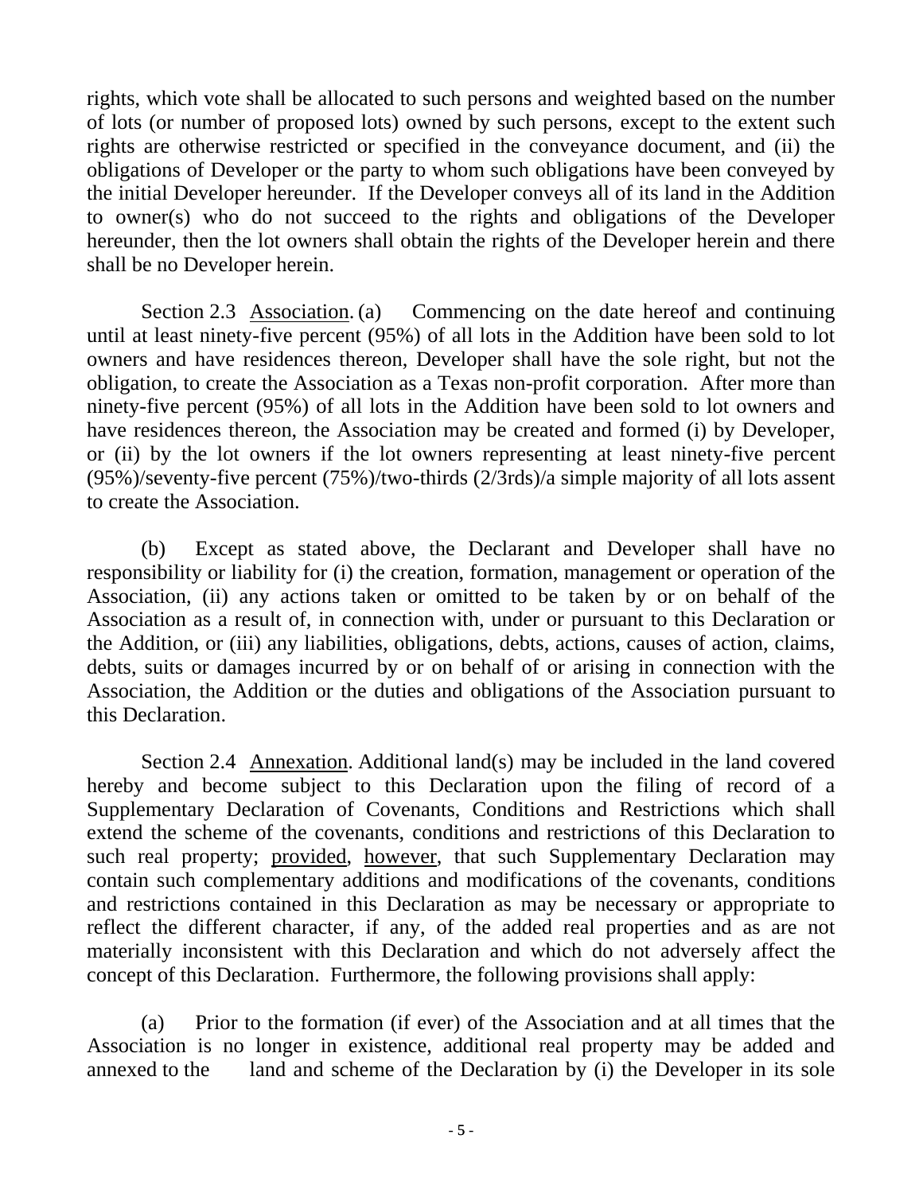rights, which vote shall be allocated to such persons and weighted based on the number of lots (or number of proposed lots) owned by such persons, except to the extent such rights are otherwise restricted or specified in the conveyance document, and (ii) the obligations of Developer or the party to whom such obligations have been conveyed by the initial Developer hereunder. If the Developer conveys all of its land in the Addition to owner(s) who do not succeed to the rights and obligations of the Developer hereunder, then the lot owners shall obtain the rights of the Developer herein and there shall be no Developer herein.

Section 2.3 <u>Association</u>. (a) Commencing on the date hereof and continuing until at least ninety-five percent (95%) of all lots in the Addition have been sold to lot owners and have residences thereon, Developer shall have the sole right, but not the obligation, to create the Association as a Texas non-profit corporation. After more than ninety-five percent (95%) of all lots in the Addition have been sold to lot owners and have residences thereon, the Association may be created and formed (i) by Developer, or (ii) by the lot owners if the lot owners representing at least ninety-five percent (95%)/seventy-five percent (75%)/two-thirds (2/3rds)/a simple majority of all lots assent to create the Association.

(b) Except as stated above, the Declarant and Developer shall have no responsibility or liability for (i) the creation, formation, management or operation of the Association, (ii) any actions taken or omitted to be taken by or on behalf of the Association as a result of, in connection with, under or pursuant to this Declaration or the Addition, or (iii) any liabilities, obligations, debts, actions, causes of action, claims, debts, suits or damages incurred by or on behalf of or arising in connection with the Association, the Addition or the duties and obligations of the Association pursuant to this Declaration.

Section 2.4 <u>Annexation</u>. Additional land(s) may be included in the land covered hereby and become subject to this Declaration upon the filing of record of a Supplementary Declaration of Covenants, Conditions and Restrictions which shall extend the scheme of the covenants, conditions and restrictions of this Declaration to such real property; <u>provided</u>, <u>however</u>, that such Supplementary Declaration may contain such complementary additions and modifications of the covenants, conditions and restrictions contained in this Declaration as may be necessary or appropriate to reflect the different character, if any, of the added real properties and as are not materially inconsistent with this Declaration and which do not adversely affect the concept of this Declaration. Furthermore, the following provisions shall apply:

(a) Prior to the formation (if ever) of the Association and at all times that the Association is no longer in existence, additional real property may be added and annexed to the land and scheme of the Declaration by (i) the Developer in its sole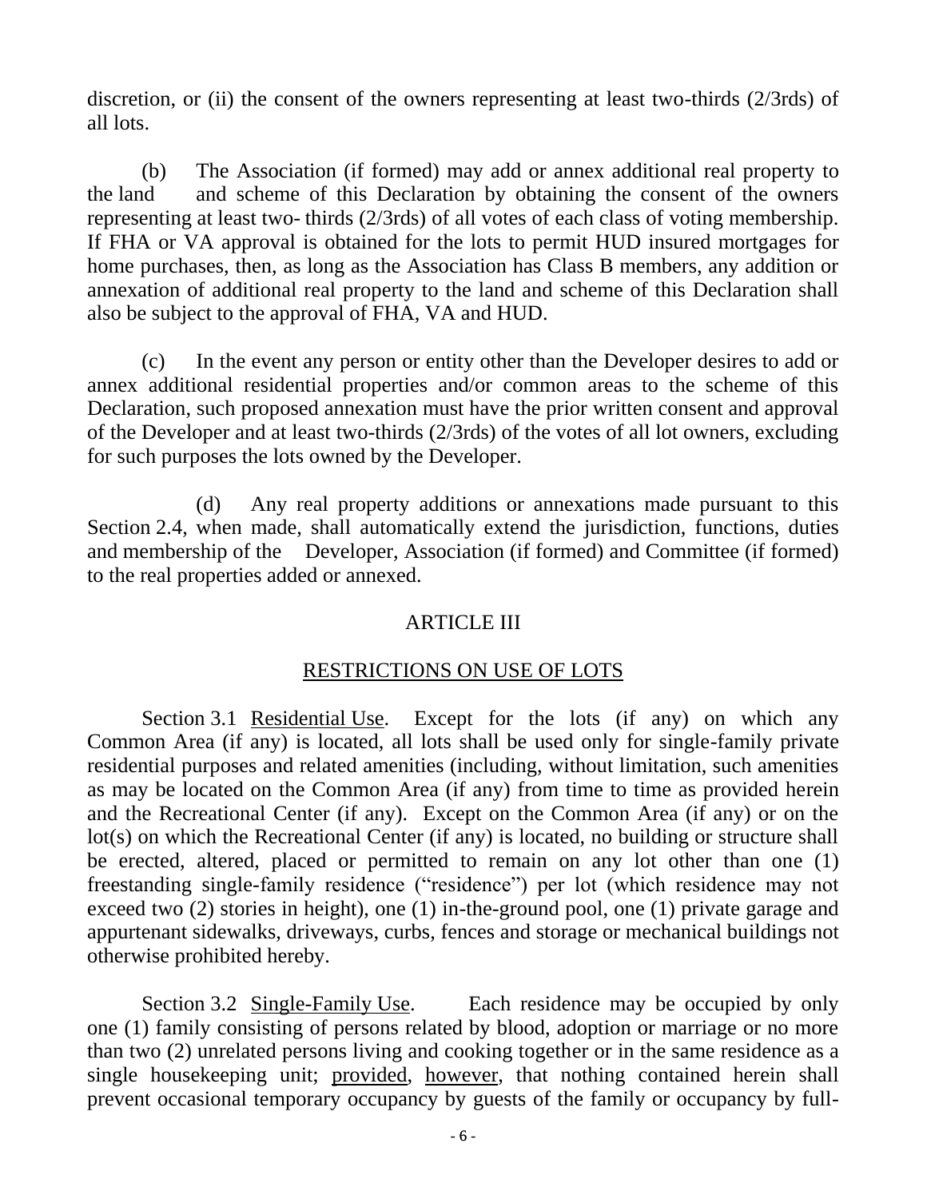discretion, or (ii) the consent of the owners representing at least two-thirds (2/3rds) of all lots.

(b) The Association (if formed) may add or annex additional real property to the land and scheme of this Declaration by obtaining the consent of the owners representing at least two- thirds (2/3rds) of all votes of each class of voting membership. If FHA or VA approval is obtained for the lots to permit HUD insured mortgages for home purchases, then, as long as the Association has Class B members, any addition or annexation of additional real property to the land and scheme of this Declaration shall also be subject to the approval of FHA, VA and HUD.

(c) In the event any person or entity other than the Developer desires to add or annex additional residential properties and/or common areas to the scheme of this Declaration, such proposed annexation must have the prior written consent and approval of the Developer and at least two-thirds (2/3rds) of the votes of all lot owners, excluding for such purposes the lots owned by the Developer.

(d) Any real property additions or annexations made pursuant to this Section 2.4, when made, shall automatically extend the jurisdiction, functions, duties and membership of the Developer, Association (if formed) and Committee (if formed) to the real properties added or annexed.

## ARTICLE III

## RESTRICTIONS ON USE OF LOTS

Section 3.1 Residential Use. Except for the lots (if any) on which any Common Area (if any) is located, all lots shall be used only for single-family private residential purposes and related amenities (including, without limitation, such amenities as may be located on the Common Area (if any) from time to time as provided herein and the Recreational Center (if any). Except on the Common Area (if any) or on the lot(s) on which the Recreational Center (if any) is located, no building or structure shall be erected, altered, placed or permitted to remain on any lot other than one (1) freestanding single-family residence ("residence") per lot (which residence may not exceed two (2) stories in height), one (1) in-the-ground pool, one (1) private garage and appurtenant sidewalks, driveways, curbs, fences and storage or mechanical buildings not otherwise prohibited hereby.

Section 3.2 Single-Family Use. Each residence may be occupied by only one (1) family consisting of persons related by blood, adoption or marriage or no more than two (2) unrelated persons living and cooking together or in the same residence as a single housekeeping unit; provided, however, that nothing contained herein shall prevent occasional temporary occupancy by guests of the family or occupancy by full-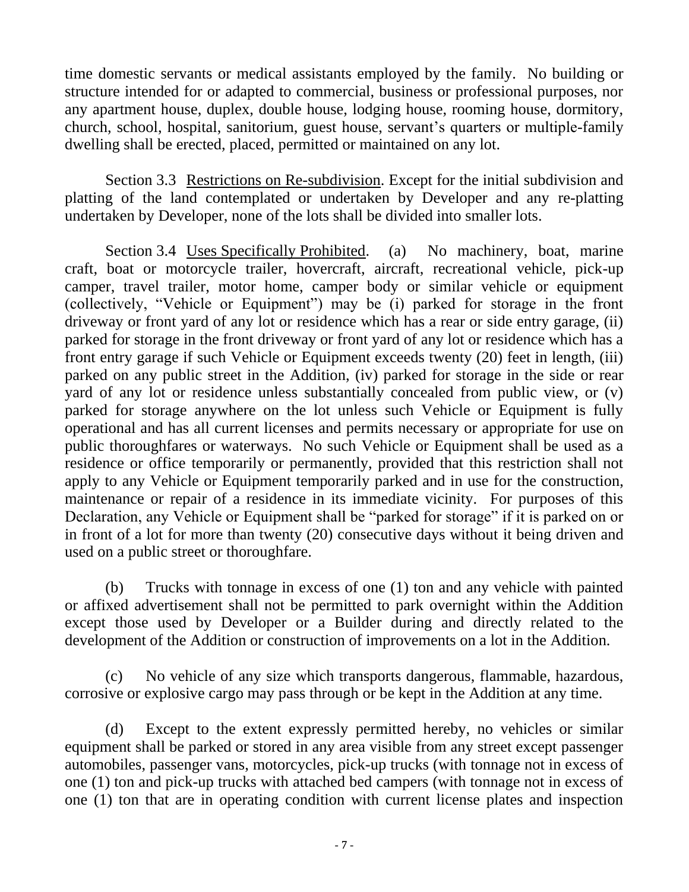time domestic servants or medical assistants employed by the family. No building or structure intended for or adapted to commercial, business or professional purposes, nor any apartment house, duplex, double house, lodging house, rooming house, dormitory, church, school, hospital, sanitorium, guest house, servant's quarters or multiple-family dwelling shall be erected, placed, permitted or maintained on any lot.

Section 3.3 Restrictions on Re-subdivision. Except for the initial subdivision and platting of the land contemplated or undertaken by Developer and any re-platting undertaken by Developer, none of the lots shall be divided into smaller lots.

Section 3.4 Uses Specifically Prohibited. (a) No machinery, boat, marine craft, boat or motorcycle trailer, hovercraft, aircraft, recreational vehicle, pick-up camper, travel trailer, motor home, camper body or similar vehicle or equipment (collectively, "Vehicle or Equipment") may be (i) parked for storage in the front driveway or front yard of any lot or residence which has a rear or side entry garage, (ii) parked for storage in the front driveway or front yard of any lot or residence which has a front entry garage if such Vehicle or Equipment exceeds twenty (20) feet in length, (iii) parked on any public street in the Addition, (iv) parked for storage in the side or rear yard of any lot or residence unless substantially concealed from public view, or (v) parked for storage anywhere on the lot unless such Vehicle or Equipment is fully operational and has all current licenses and permits necessary or appropriate for use on public thoroughfares or waterways. No such Vehicle or Equipment shall be used as a residence or office temporarily or permanently, provided that this restriction shall not apply to any Vehicle or Equipment temporarily parked and in use for the construction, maintenance or repair of a residence in its immediate vicinity. For purposes of this Declaration, any Vehicle or Equipment shall be "parked for storage" if it is parked on or in front of a lot for more than twenty (20) consecutive days without it being driven and used on a public street or thoroughfare.

(b) Trucks with tonnage in excess of one (1) ton and any vehicle with painted or affixed advertisement shall not be permitted to park overnight within the Addition except those used by Developer or a Builder during and directly related to the development of the Addition or construction of improvements on a lot in the Addition.

(c) No vehicle of any size which transports dangerous, flammable, hazardous, corrosive or explosive cargo may pass through or be kept in the Addition at any time.

(d) Except to the extent expressly permitted hereby, no vehicles or similar equipment shall be parked or stored in any area visible from any street except passenger automobiles, passenger vans, motorcycles, pick-up trucks (with tonnage not in excess of one (1) ton and pick-up trucks with attached bed campers (with tonnage not in excess of one (1) ton that are in operating condition with current license plates and inspection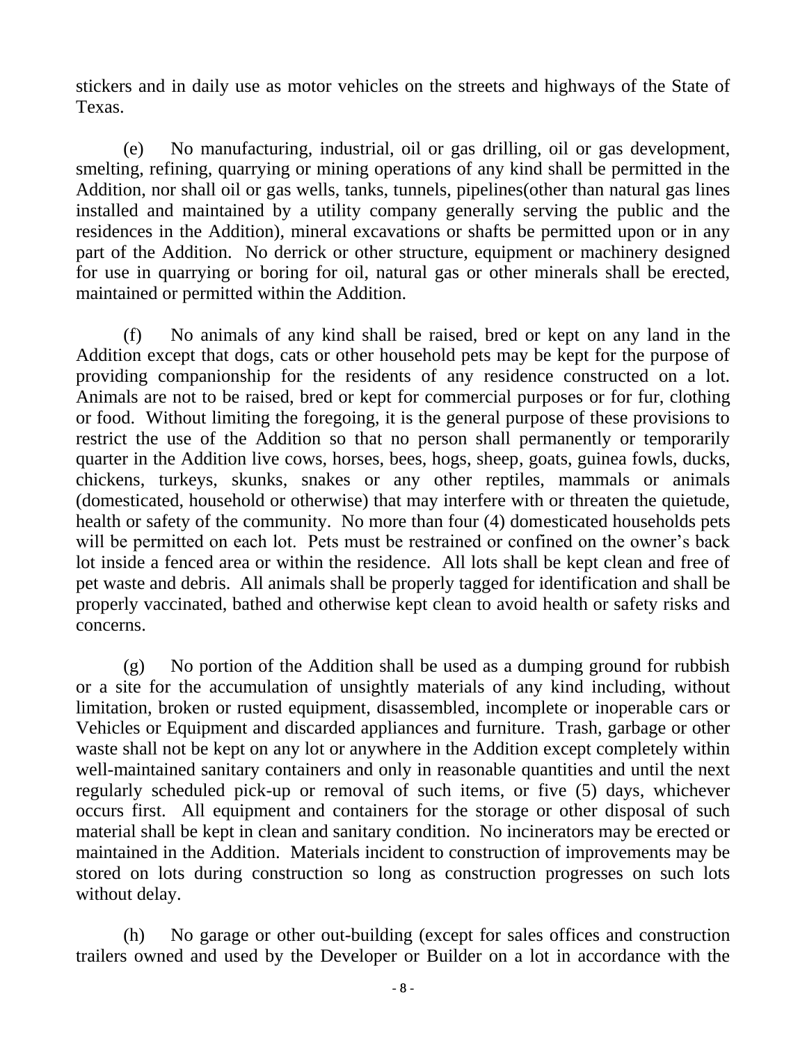stickers and in daily use as motor vehicles on the streets and highways of the State of Texas.

(e) No manufacturing, industrial, oil or gas drilling, oil or gas development, smelting, refining, quarrying or mining operations of any kind shall be permitted in the Addition, nor shall oil or gas wells, tanks, tunnels, pipelines(other than natural gas lines installed and maintained by a utility company generally serving the public and the residences in the Addition), mineral excavations or shafts be permitted upon or in any part of the Addition. No derrick or other structure, equipment or machinery designed for use in quarrying or boring for oil, natural gas or other minerals shall be erected, maintained or permitted within the Addition.

(f) No animals of any kind shall be raised, bred or kept on any land in the Addition except that dogs, cats or other household pets may be kept for the purpose of providing companionship for the residents of any residence constructed on a lot. Animals are not to be raised, bred or kept for commercial purposes or for fur, clothing or food. Without limiting the foregoing, it is the general purpose of these provisions to restrict the use of the Addition so that no person shall permanently or temporarily quarter in the Addition live cows, horses, bees, hogs, sheep, goats, guinea fowls, ducks, chickens, turkeys, skunks, snakes or any other reptiles, mammals or animals (domesticated, household or otherwise) that may interfere with or threaten the quietude, health or safety of the community. No more than four (4) domesticated households pets will be permitted on each lot. Pets must be restrained or confined on the owner's back lot inside a fenced area or within the residence. All lots shall be kept clean and free of pet waste and debris. All animals shall be properly tagged for identification and shall be properly vaccinated, bathed and otherwise kept clean to avoid health or safety risks and concerns.

(g) No portion of the Addition shall be used as a dumping ground for rubbish or a site for the accumulation of unsightly materials of any kind including, without limitation, broken or rusted equipment, disassembled, incomplete or inoperable cars or Vehicles or Equipment and discarded appliances and furniture. Trash, garbage or other waste shall not be kept on any lot or anywhere in the Addition except completely within well-maintained sanitary containers and only in reasonable quantities and until the next regularly scheduled pick-up or removal of such items, or five (5) days, whichever occurs first. All equipment and containers for the storage or other disposal of such material shall be kept in clean and sanitary condition. No incinerators may be erected or maintained in the Addition. Materials incident to construction of improvements may be stored on lots during construction so long as construction progresses on such lots without delay.

(h) No garage or other out-building (except for sales offices and construction trailers owned and used by the Developer or Builder on a lot in accordance with the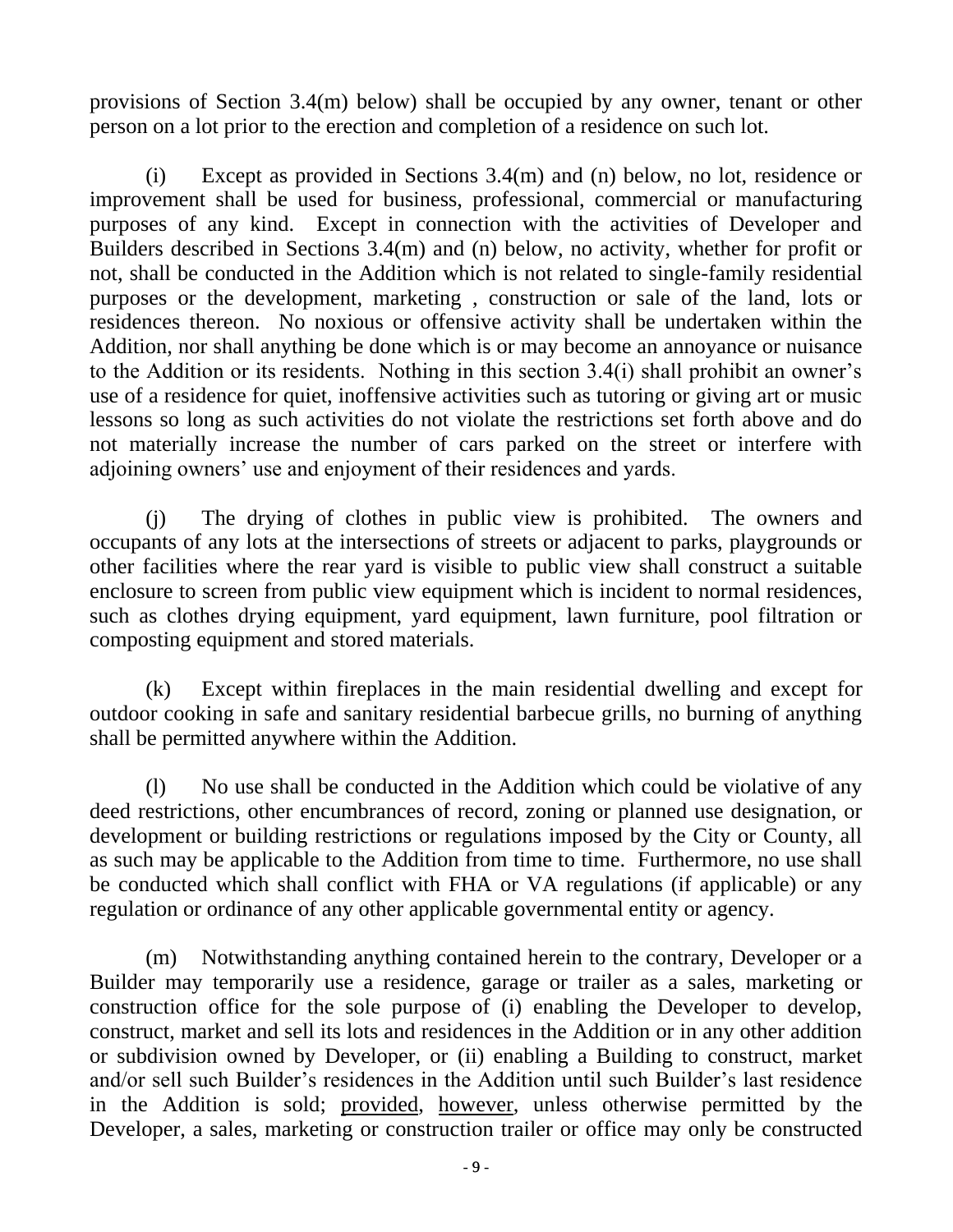provisions of Section 3.4(m) below) shall be occupied by any owner, tenant or other person on a lot prior to the erection and completion of a residence on such lot.

(i) Except as provided in Sections 3.4(m) and (n) below, no lot, residence or improvement shall be used for business, professional, commercial or manufacturing purposes of any kind. Except in connection with the activities of Developer and Builders described in Sections 3.4(m) and (n) below, no activity, whether for profit or not, shall be conducted in the Addition which is not related to single-family residential purposes or the development, marketing , construction or sale of the land, lots or residences thereon. No noxious or offensive activity shall be undertaken within the Addition, nor shall anything be done which is or may become an annoyance or nuisance to the Addition or its residents. Nothing in this section 3.4(i) shall prohibit an owner's use of a residence for quiet, inoffensive activities such as tutoring or giving art or music lessons so long as such activities do not violate the restrictions set forth above and do not materially increase the number of cars parked on the street or interfere with adjoining owners' use and enjoyment of their residences and yards.

(j) The drying of clothes in public view is prohibited. The owners and occupants of any lots at the intersections of streets or adjacent to parks, playgrounds or other facilities where the rear yard is visible to public view shall construct a suitable enclosure to screen from public view equipment which is incident to normal residences, such as clothes drying equipment, yard equipment, lawn furniture, pool filtration or composting equipment and stored materials.

(k) Except within fireplaces in the main residential dwelling and except for outdoor cooking in safe and sanitary residential barbecue grills, no burning of anything shall be permitted anywhere within the Addition.

(l) No use shall be conducted in the Addition which could be violative of any deed restrictions, other encumbrances of record, zoning or planned use designation, or development or building restrictions or regulations imposed by the City or County, all as such may be applicable to the Addition from time to time. Furthermore, no use shall be conducted which shall conflict with FHA or VA regulations (if applicable) or any regulation or ordinance of any other applicable governmental entity or agency.

(m) Notwithstanding anything contained herein to the contrary, Developer or a Builder may temporarily use a residence, garage or trailer as a sales, marketing or construction office for the sole purpose of (i) enabling the Developer to develop, construct, market and sell its lots and residences in the Addition or in any other addition or subdivision owned by Developer, or (ii) enabling a Building to construct, market and/or sell such Builder's residences in the Addition until such Builder's last residence in the Addition is sold; provided, however, unless otherwise permitted by the Developer, a sales, marketing or construction trailer or office may only be constructed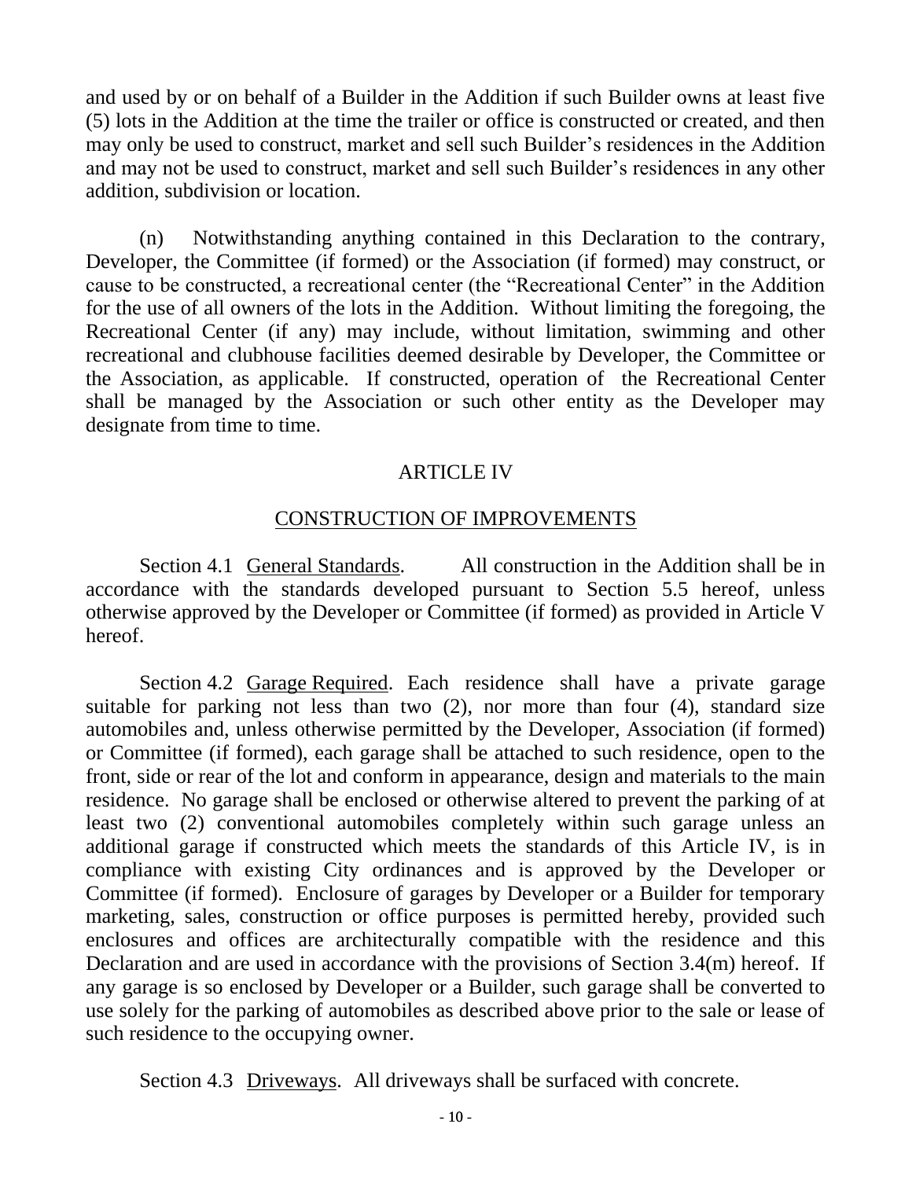and used by or on behalf of a Builder in the Addition if such Builder owns at least five (5) lots in the Addition at the time the trailer or office is constructed or created, and then may only be used to construct, market and sell such Builder's residences in the Addition and may not be used to construct, market and sell such Builder's residences in any other addition, subdivision or location.

(n) Notwithstanding anything contained in this Declaration to the contrary, Developer, the Committee (if formed) or the Association (if formed) may construct, or cause to be constructed, a recreational center (the "Recreational Center" in the Addition for the use of all owners of the lots in the Addition. Without limiting the foregoing, the Recreational Center (if any) may include, without limitation, swimming and other recreational and clubhouse facilities deemed desirable by Developer, the Committee or the Association, as applicable. If constructed, operation of the Recreational Center shall be managed by the Association or such other entity as the Developer may designate from time to time.

## ARTICLE IV

## CONSTRUCTION OF IMPROVEMENTS

Section 4.1 General Standards. All construction in the Addition shall be in accordance with the standards developed pursuant to Section 5.5 hereof, unless otherwise approved by the Developer or Committee (if formed) as provided in Article V hereof.

Section 4.2 Garage Required. Each residence shall have a private garage suitable for parking not less than two (2), nor more than four (4), standard size automobiles and, unless otherwise permitted by the Developer, Association (if formed) or Committee (if formed), each garage shall be attached to such residence, open to the front, side or rear of the lot and conform in appearance, design and materials to the main residence. No garage shall be enclosed or otherwise altered to prevent the parking of at least two (2) conventional automobiles completely within such garage unless an additional garage if constructed which meets the standards of this Article IV, is in compliance with existing City ordinances and is approved by the Developer or Committee (if formed). Enclosure of garages by Developer or a Builder for temporary marketing, sales, construction or office purposes is permitted hereby, provided such enclosures and offices are architecturally compatible with the residence and this Declaration and are used in accordance with the provisions of Section 3.4(m) hereof. If any garage is so enclosed by Developer or a Builder, such garage shall be converted to use solely for the parking of automobiles as described above prior to the sale or lease of such residence to the occupying owner.

Section 4.3 Driveways. All driveways shall be surfaced with concrete.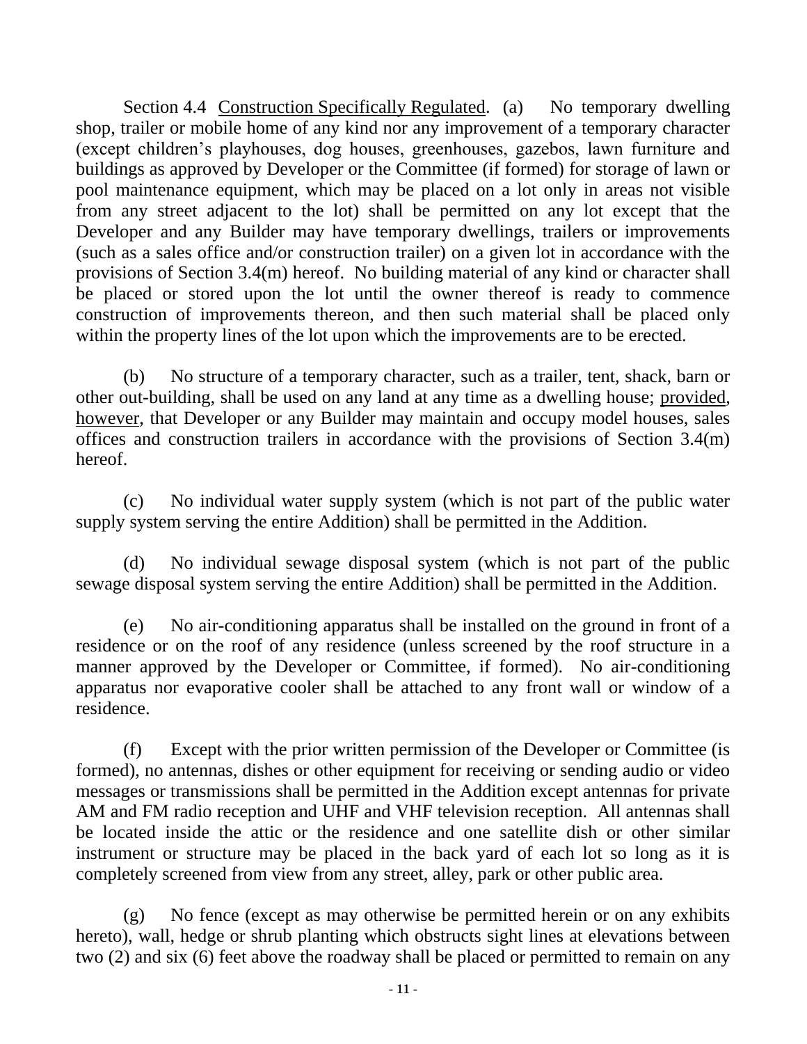Section 4.4 <u>Construction Specifically Regulated</u>. (a) No temporary dwelling shop, trailer or mobile home of any kind nor any improvement of a temporary character (except children's playhouses, dog houses, greenhouses, gazebos, lawn furniture and buildings as approved by Developer or the Committee (if formed) for storage of lawn or pool maintenance equipment, which may be placed on a lot only in areas not visible from any street adjacent to the lot) shall be permitted on any lot except that the Developer and any Builder may have temporary dwellings, trailers or improvements (such as a sales office and/or construction trailer) on a given lot in accordance with the provisions of Section 3.4(m) hereof. No building material of any kind or character shall be placed or stored upon the lot until the owner thereof is ready to commence construction of improvements thereon, and then such material shall be placed only within the property lines of the lot upon which the improvements are to be erected.

(b) No structure of a temporary character, such as a trailer, tent, shack, barn or other out-building, shall be used on any land at any time as a dwelling house; <u>provided, however</u>, that Developer or any Builder may maintain and occupy model houses, sales offices and construction trailers in accordance with the provisions of Section 3.4(m) hereof.

(c) No individual water supply system (which is not part of the public water supply system serving the entire Addition) shall be permitted in the Addition.

(d) No individual sewage disposal system (which is not part of the public sewage disposal system serving the entire Addition) shall be permitted in the Addition.

(e) No air-conditioning apparatus shall be installed on the ground in front of a residence or on the roof of any residence (unless screened by the roof structure in a manner approved by the Developer or Committee, if formed). No air-conditioning apparatus nor evaporative cooler shall be attached to any front wall or window of a residence.

(f) Except with the prior written permission of the Developer or Committee (is formed), no antennas, dishes or other equipment for receiving or sending audio or video messages or transmissions shall be permitted in the Addition except antennas for private AM and FM radio reception and UHF and VHF television reception. All antennas shall be located inside the attic or the residence and one satellite dish or other similar instrument or structure may be placed in the back yard of each lot so long as it is completely screened from view from any street, alley, park or other public area.

(g) No fence (except as may otherwise be permitted herein or on any exhibits hereto), wall, hedge or shrub planting which obstructs sight lines at elevations between two (2) and six (6) feet above the roadway shall be placed or permitted to remain on any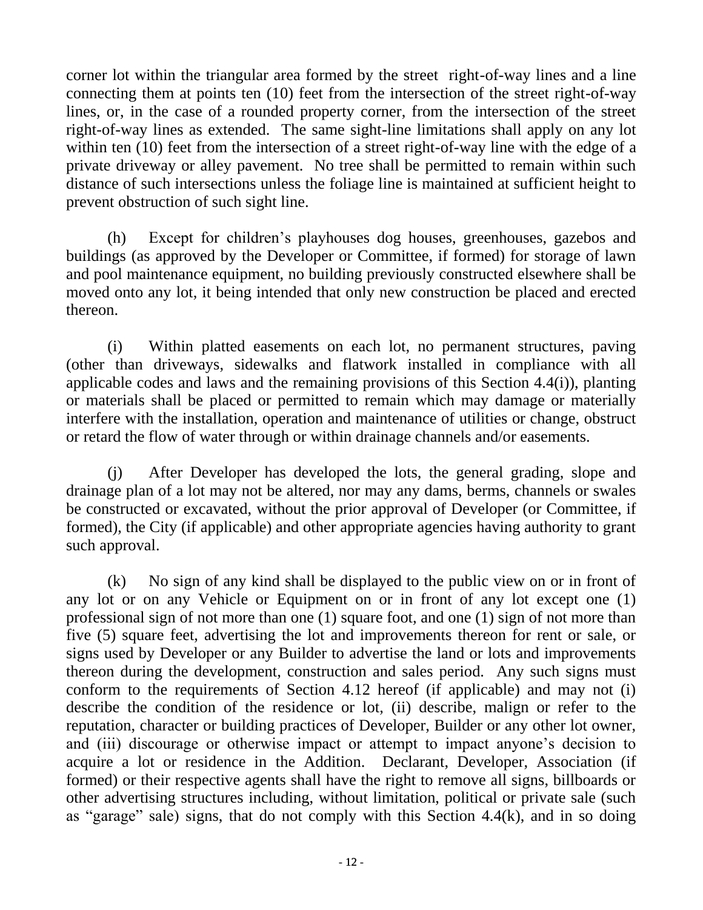corner lot within the triangular area formed by the street right-of-way lines and a line connecting them at points ten (10) feet from the intersection of the street right-of-way lines, or, in the case of a rounded property corner, from the intersection of the street right-of-way lines as extended. The same sight-line limitations shall apply on any lot within ten (10) feet from the intersection of a street right-of-way line with the edge of a private driveway or alley pavement. No tree shall be permitted to remain within such distance of such intersections unless the foliage line is maintained at sufficient height to prevent obstruction of such sight line.

(h) Except for children's playhouses dog houses, greenhouses, gazebos and buildings (as approved by the Developer or Committee, if formed) for storage of lawn and pool maintenance equipment, no building previously constructed elsewhere shall be moved onto any lot, it being intended that only new construction be placed and erected thereon.

(i) Within platted easements on each lot, no permanent structures, paving (other than driveways, sidewalks and flatwork installed in compliance with all applicable codes and laws and the remaining provisions of this Section 4.4(i)), planting or materials shall be placed or permitted to remain which may damage or materially interfere with the installation, operation and maintenance of utilities or change, obstruct or retard the flow of water through or within drainage channels and/or easements.

(j) After Developer has developed the lots, the general grading, slope and drainage plan of a lot may not be altered, nor may any dams, berms, channels or swales be constructed or excavated, without the prior approval of Developer (or Committee, if formed), the City (if applicable) and other appropriate agencies having authority to grant such approval.

(k) No sign of any kind shall be displayed to the public view on or in front of any lot or on any Vehicle or Equipment on or in front of any lot except one (1) professional sign of not more than one (1) square foot, and one (1) sign of not more than five (5) square feet, advertising the lot and improvements thereon for rent or sale, or signs used by Developer or any Builder to advertise the land or lots and improvements thereon during the development, construction and sales period. Any such signs must conform to the requirements of Section 4.12 hereof (if applicable) and may not (i) describe the condition of the residence or lot, (ii) describe, malign or refer to the reputation, character or building practices of Developer, Builder or any other lot owner, and (iii) discourage or otherwise impact or attempt to impact anyone's decision to acquire a lot or residence in the Addition. Declarant, Developer, Association (if formed) or their respective agents shall have the right to remove all signs, billboards or other advertising structures including, without limitation, political or private sale (such as "garage" sale) signs, that do not comply with this Section 4.4(k), and in so doing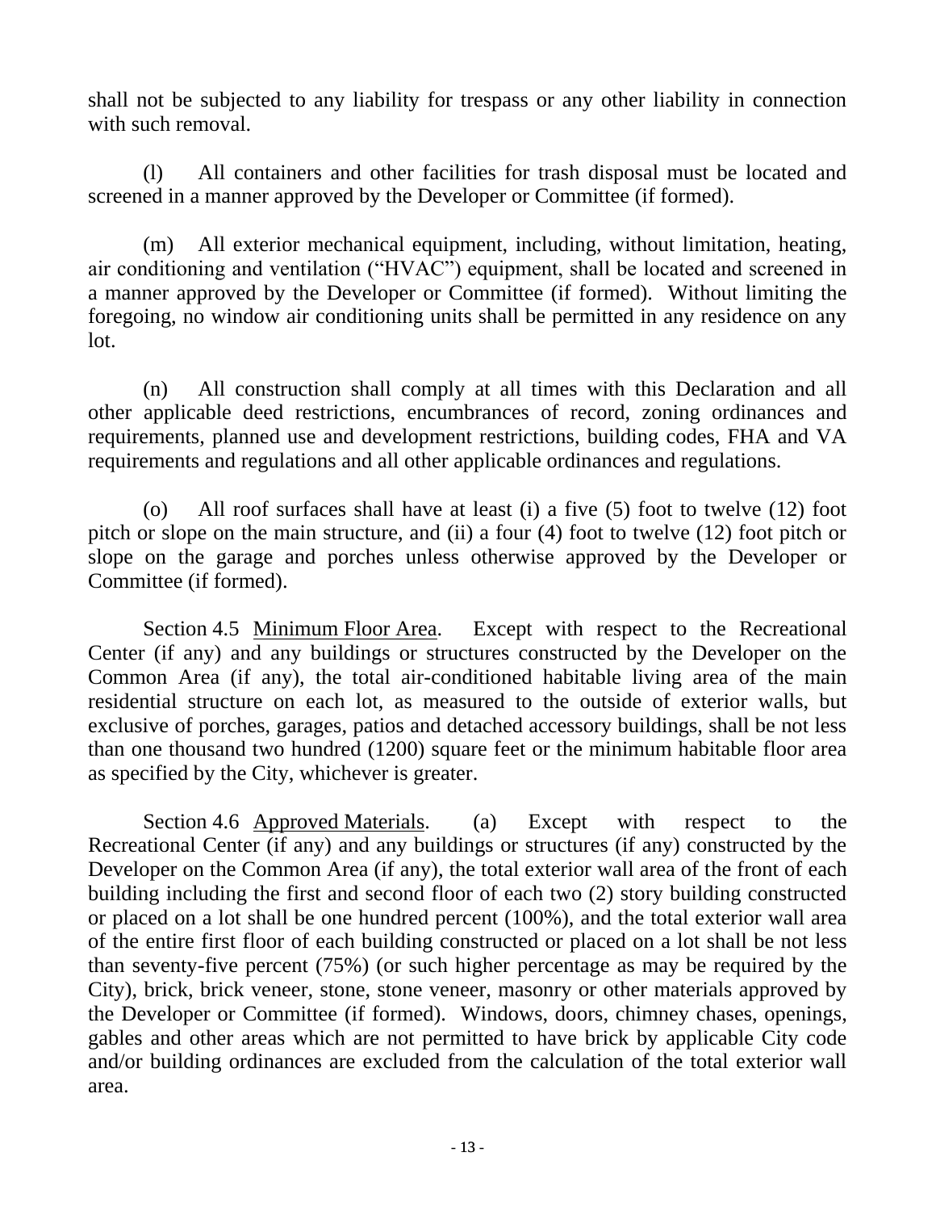shall not be subjected to any liability for trespass or any other liability in connection with such removal.

(l) All containers and other facilities for trash disposal must be located and screened in a manner approved by the Developer or Committee (if formed).

(m) All exterior mechanical equipment, including, without limitation, heating, air conditioning and ventilation ("HVAC") equipment, shall be located and screened in a manner approved by the Developer or Committee (if formed). Without limiting the foregoing, no window air conditioning units shall be permitted in any residence on any lot.

(n) All construction shall comply at all times with this Declaration and all other applicable deed restrictions, encumbrances of record, zoning ordinances and requirements, planned use and development restrictions, building codes, FHA and VA requirements and regulations and all other applicable ordinances and regulations.

(o) All roof surfaces shall have at least (i) a five (5) foot to twelve (12) foot pitch or slope on the main structure, and (ii) a four (4) foot to twelve (12) foot pitch or slope on the garage and porches unless otherwise approved by the Developer or Committee (if formed).

Section 4.5 Minimum Floor Area. Except with respect to the Recreational Center (if any) and any buildings or structures constructed by the Developer on the Common Area (if any), the total air-conditioned habitable living area of the main residential structure on each lot, as measured to the outside of exterior walls, but exclusive of porches, garages, patios and detached accessory buildings, shall be not less than one thousand two hundred (1200) square feet or the minimum habitable floor area as specified by the City, whichever is greater.

Section 4.6 Approved Materials. (a) Except with respect to the Recreational Center (if any) and any buildings or structures (if any) constructed by the Developer on the Common Area (if any), the total exterior wall area of the front of each building including the first and second floor of each two (2) story building constructed or placed on a lot shall be one hundred percent (100%), and the total exterior wall area of the entire first floor of each building constructed or placed on a lot shall be not less than seventy-five percent (75%) (or such higher percentage as may be required by the City), brick, brick veneer, stone, stone veneer, masonry or other materials approved by the Developer or Committee (if formed). Windows, doors, chimney chases, openings, gables and other areas which are not permitted to have brick by applicable City code and/or building ordinances are excluded from the calculation of the total exterior wall area.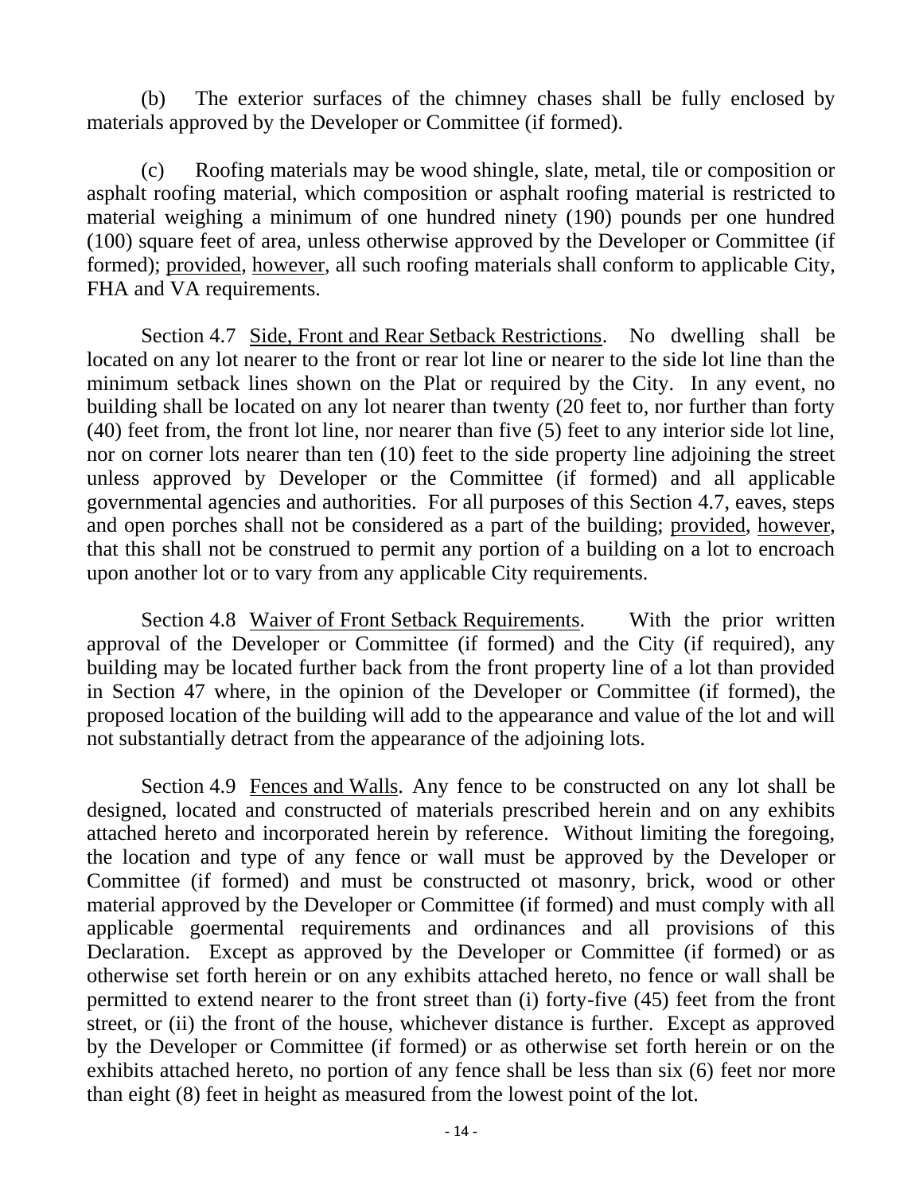(b) The exterior surfaces of the chimney chases shall be fully enclosed by materials approved by the Developer or Committee (if formed).

(c) Roofing materials may be wood shingle, slate, metal, tile or composition or asphalt roofing material, which composition or asphalt roofing material is restricted to material weighing a minimum of one hundred ninety (190) pounds per one hundred (100) square feet of area, unless otherwise approved by the Developer or Committee (if formed); provided, however, all such roofing materials shall conform to applicable City, FHA and VA requirements.

Section 4.7 Side, Front and Rear Setback Restrictions. No dwelling shall be located on any lot nearer to the front or rear lot line or nearer to the side lot line than the minimum setback lines shown on the Plat or required by the City. In any event, no building shall be located on any lot nearer than twenty (20 feet to, nor further than forty (40) feet from, the front lot line, nor nearer than five (5) feet to any interior side lot line, nor on corner lots nearer than ten (10) feet to the side property line adjoining the street unless approved by Developer or the Committee (if formed) and all applicable governmental agencies and authorities. For all purposes of this Section 4.7, eaves, steps and open porches shall not be considered as a part of the building; provided, however, that this shall not be construed to permit any portion of a building on a lot to encroach upon another lot or to vary from any applicable City requirements.

Section 4.8 Waiver of Front Setback Requirements. With the prior written approval of the Developer or Committee (if formed) and the City (if required), any building may be located further back from the front property line of a lot than provided in Section 47 where, in the opinion of the Developer or Committee (if formed), the proposed location of the building will add to the appearance and value of the lot and will not substantially detract from the appearance of the adjoining lots.

Section 4.9 Fences and Walls. Any fence to be constructed on any lot shall be designed, located and constructed of materials prescribed herein and on any exhibits attached hereto and incorporated herein by reference. Without limiting the foregoing, the location and type of any fence or wall must be approved by the Developer or Committee (if formed) and must be constructed ot masonry, brick, wood or other material approved by the Developer or Committee (if formed) and must comply with all applicable goermental requirements and ordinances and all provisions of this Declaration. Except as approved by the Developer or Committee (if formed) or as otherwise set forth herein or on any exhibits attached hereto, no fence or wall shall be permitted to extend nearer to the front street than (i) forty-five (45) feet from the front street, or (ii) the front of the house, whichever distance is further. Except as approved by the Developer or Committee (if formed) or as otherwise set forth herein or on the exhibits attached hereto, no portion of any fence shall be less than six (6) feet nor more than eight (8) feet in height as measured from the lowest point of the lot.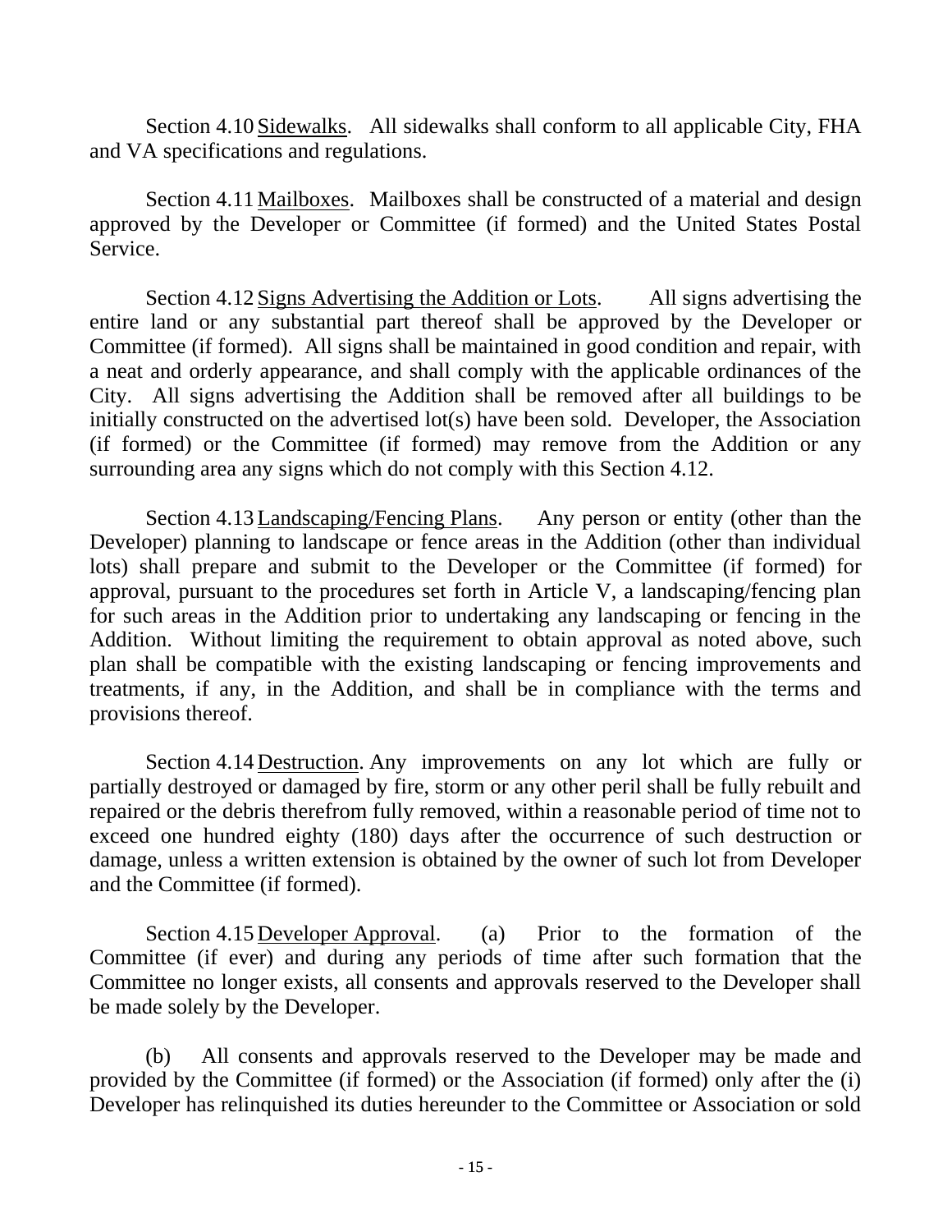Section 4.10 Sidewalks. All sidewalks shall conform to all applicable City, FHA and VA specifications and regulations.

Section 4.11 Mailboxes. Mailboxes shall be constructed of a material and design approved by the Developer or Committee (if formed) and the United States Postal Service.

Section 4.12 Signs Advertising the Addition or Lots. All signs advertising the entire land or any substantial part thereof shall be approved by the Developer or Committee (if formed). All signs shall be maintained in good condition and repair, with a neat and orderly appearance, and shall comply with the applicable ordinances of the City. All signs advertising the Addition shall be removed after all buildings to be initially constructed on the advertised lot(s) have been sold. Developer, the Association (if formed) or the Committee (if formed) may remove from the Addition or any surrounding area any signs which do not comply with this Section 4.12.

Section 4.13 Landscaping/Fencing Plans. Any person or entity (other than the Developer) planning to landscape or fence areas in the Addition (other than individual lots) shall prepare and submit to the Developer or the Committee (if formed) for approval, pursuant to the procedures set forth in Article V, a landscaping/fencing plan for such areas in the Addition prior to undertaking any landscaping or fencing in the Addition. Without limiting the requirement to obtain approval as noted above, such plan shall be compatible with the existing landscaping or fencing improvements and treatments, if any, in the Addition, and shall be in compliance with the terms and provisions thereof.

Section 4.14 Destruction. Any improvements on any lot which are fully or partially destroyed or damaged by fire, storm or any other peril shall be fully rebuilt and repaired or the debris therefrom fully removed, within a reasonable period of time not to exceed one hundred eighty (180) days after the occurrence of such destruction or damage, unless a written extension is obtained by the owner of such lot from Developer and the Committee (if formed).

Section 4.15 Developer Approval. (a) Prior to the formation of the Committee (if ever) and during any periods of time after such formation that the Committee no longer exists, all consents and approvals reserved to the Developer shall be made solely by the Developer.

(b) All consents and approvals reserved to the Developer may be made and provided by the Committee (if formed) or the Association (if formed) only after the (i) Developer has relinquished its duties hereunder to the Committee or Association or sold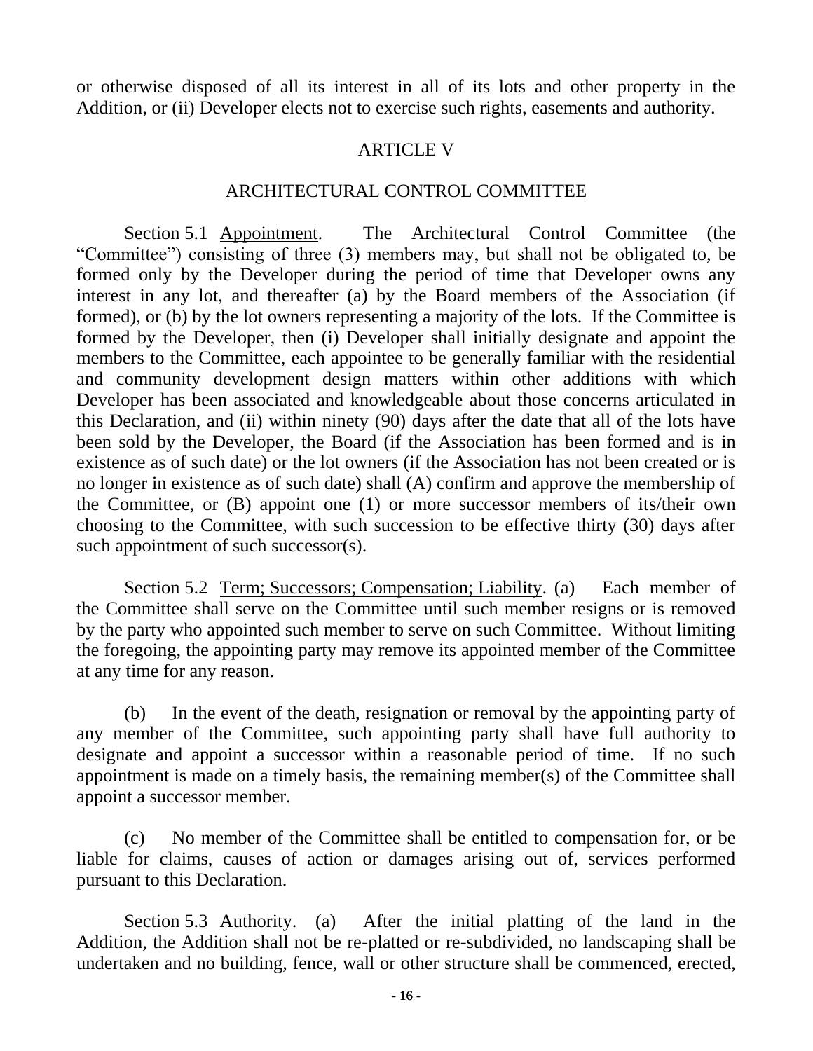or otherwise disposed of all its interest in all of its lots and other property in the Addition, or (ii) Developer elects not to exercise such rights, easements and authority.

## ARTICLE V

## ARCHITECTURAL CONTROL COMMITTEE

Section 5.1 Appointment. The Architectural Control Committee (the "Committee") consisting of three (3) members may, but shall not be obligated to, be formed only by the Developer during the period of time that Developer owns any interest in any lot, and thereafter (a) by the Board members of the Association (if formed), or (b) by the lot owners representing a majority of the lots. If the Committee is formed by the Developer, then (i) Developer shall initially designate and appoint the members to the Committee, each appointee to be generally familiar with the residential and community development design matters within other additions with which Developer has been associated and knowledgeable about those concerns articulated in this Declaration, and (ii) within ninety (90) days after the date that all of the lots have been sold by the Developer, the Board (if the Association has been formed and is in existence as of such date) or the lot owners (if the Association has not been created or is no longer in existence as of such date) shall (A) confirm and approve the membership of the Committee, or (B) appoint one (1) or more successor members of its/their own choosing to the Committee, with such succession to be effective thirty (30) days after such appointment of such successor(s).

Section 5.2 Term; Successors; Compensation; Liability. (a) Each member of the Committee shall serve on the Committee until such member resigns or is removed by the party who appointed such member to serve on such Committee. Without limiting the foregoing, the appointing party may remove its appointed member of the Committee at any time for any reason.

(b) In the event of the death, resignation or removal by the appointing party of any member of the Committee, such appointing party shall have full authority to designate and appoint a successor within a reasonable period of time. If no such appointment is made on a timely basis, the remaining member(s) of the Committee shall appoint a successor member.

(c) No member of the Committee shall be entitled to compensation for, or be liable for claims, causes of action or damages arising out of, services performed pursuant to this Declaration.

Section 5.3 Authority. (a) After the initial platting of the land in the Addition, the Addition shall not be re-platted or re-subdivided, no landscaping shall be undertaken and no building, fence, wall or other structure shall be commenced, erected,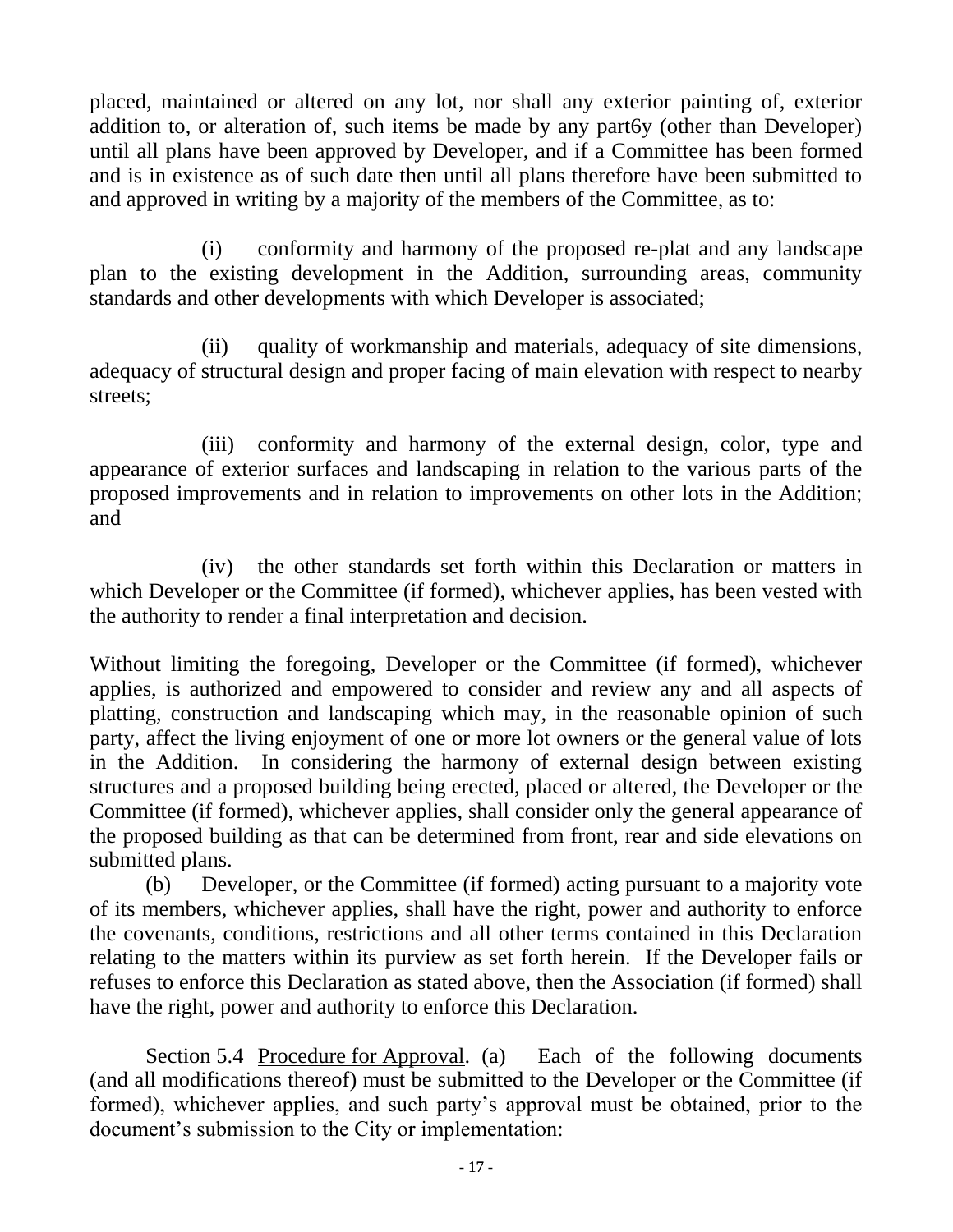placed, maintained or altered on any lot, nor shall any exterior painting of, exterior addition to, or alteration of, such items be made by any part6y (other than Developer) until all plans have been approved by Developer, and if a Committee has been formed and is in existence as of such date then until all plans therefore have been submitted to and approved in writing by a majority of the members of the Committee, as to:

(i) conformity and harmony of the proposed re-plat and any landscape plan to the existing development in the Addition, surrounding areas, community standards and other developments with which Developer is associated;

(ii) quality of workmanship and materials, adequacy of site dimensions, adequacy of structural design and proper facing of main elevation with respect to nearby streets;

(iii) conformity and harmony of the external design, color, type and appearance of exterior surfaces and landscaping in relation to the various parts of the proposed improvements and in relation to improvements on other lots in the Addition; and

(iv) the other standards set forth within this Declaration or matters in which Developer or the Committee (if formed), whichever applies, has been vested with the authority to render a final interpretation and decision.

Without limiting the foregoing, Developer or the Committee (if formed), whichever applies, is authorized and empowered to consider and review any and all aspects of platting, construction and landscaping which may, in the reasonable opinion of such party, affect the living enjoyment of one or more lot owners or the general value of lots in the Addition. In considering the harmony of external design between existing structures and a proposed building being erected, placed or altered, the Developer or the Committee (if formed), whichever applies, shall consider only the general appearance of the proposed building as that can be determined from front, rear and side elevations on submitted plans.

(b) Developer, or the Committee (if formed) acting pursuant to a majority vote of its members, whichever applies, shall have the right, power and authority to enforce the covenants, conditions, restrictions and all other terms contained in this Declaration relating to the matters within its purview as set forth herein. If the Developer fails or refuses to enforce this Declaration as stated above, then the Association (if formed) shall have the right, power and authority to enforce this Declaration.

Section 5.4 Procedure for Approval. (a) Each of the following documents (and all modifications thereof) must be submitted to the Developer or the Committee (if formed), whichever applies, and such party's approval must be obtained, prior to the document's submission to the City or implementation: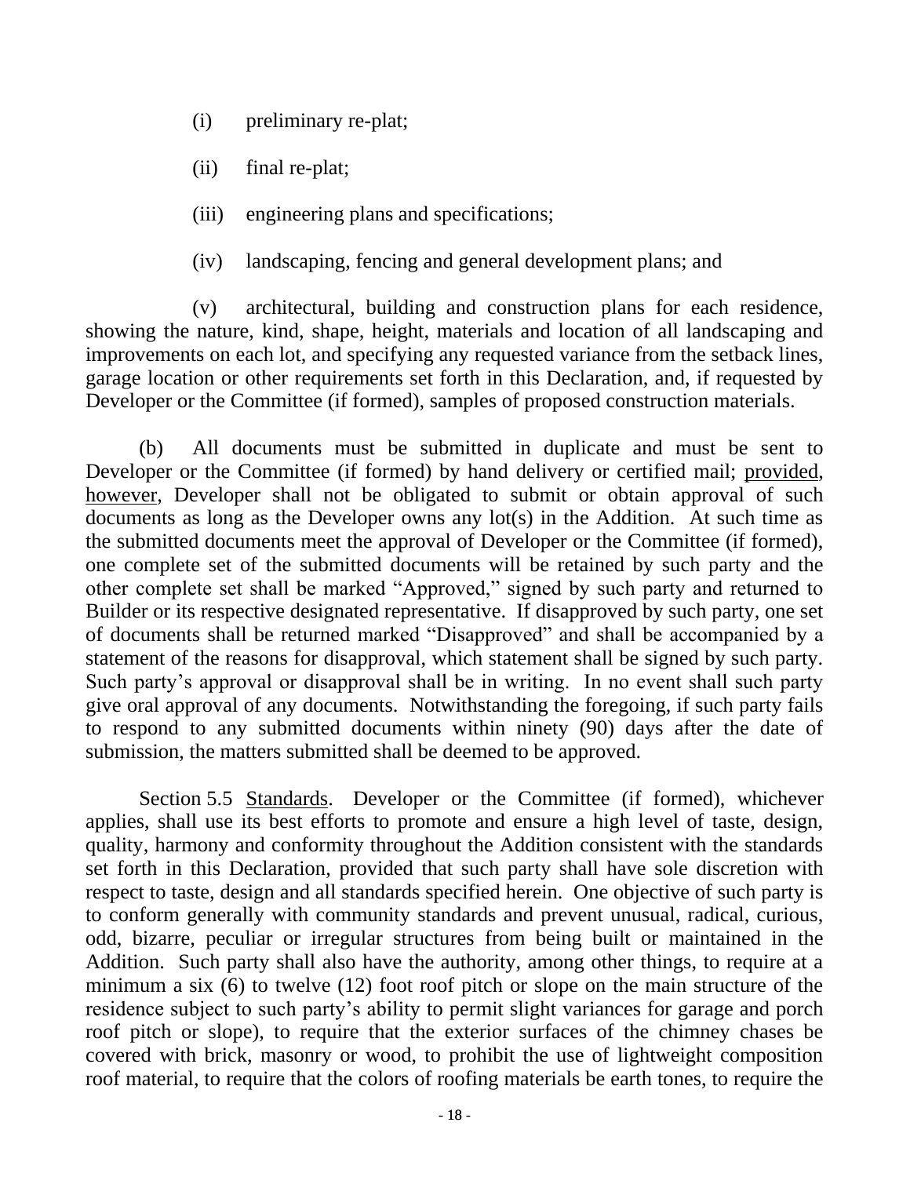(i) preliminary re-plat;

(ii) final re-plat;

(iii) engineering plans and specifications;

(iv) landscaping, fencing and general development plans; and

(v) architectural, building and construction plans for each residence, showing the nature, kind, shape, height, materials and location of all landscaping and improvements on each lot, and specifying any requested variance from the setback lines, garage location or other requirements set forth in this Declaration, and, if requested by Developer or the Committee (if formed), samples of proposed construction materials.

(b) All documents must be submitted in duplicate and must be sent to Developer or the Committee (if formed) by hand delivery or certified mail; provided, however, Developer shall not be obligated to submit or obtain approval of such documents as long as the Developer owns any lot(s) in the Addition. At such time as the submitted documents meet the approval of Developer or the Committee (if formed), one complete set of the submitted documents will be retained by such party and the other complete set shall be marked "Approved," signed by such party and returned to Builder or its respective designated representative. If disapproved by such party, one set of documents shall be returned marked "Disapproved" and shall be accompanied by a statement of the reasons for disapproval, which statement shall be signed by such party. Such party's approval or disapproval shall be in writing. In no event shall such party give oral approval of any documents. Notwithstanding the foregoing, if such party fails to respond to any submitted documents within ninety (90) days after the date of submission, the matters submitted shall be deemed to be approved.

Section 5.5 Standards. Developer or the Committee (if formed), whichever applies, shall use its best efforts to promote and ensure a high level of taste, design, quality, harmony and conformity throughout the Addition consistent with the standards set forth in this Declaration, provided that such party shall have sole discretion with respect to taste, design and all standards specified herein. One objective of such party is to conform generally with community standards and prevent unusual, radical, curious, odd, bizarre, peculiar or irregular structures from being built or maintained in the Addition. Such party shall also have the authority, among other things, to require at a minimum a six (6) to twelve (12) foot roof pitch or slope on the main structure of the residence subject to such party's ability to permit slight variances for garage and porch roof pitch or slope), to require that the exterior surfaces of the chimney chases be covered with brick, masonry or wood, to prohibit the use of lightweight composition roof material, to require that the colors of roofing materials be earth tones, to require the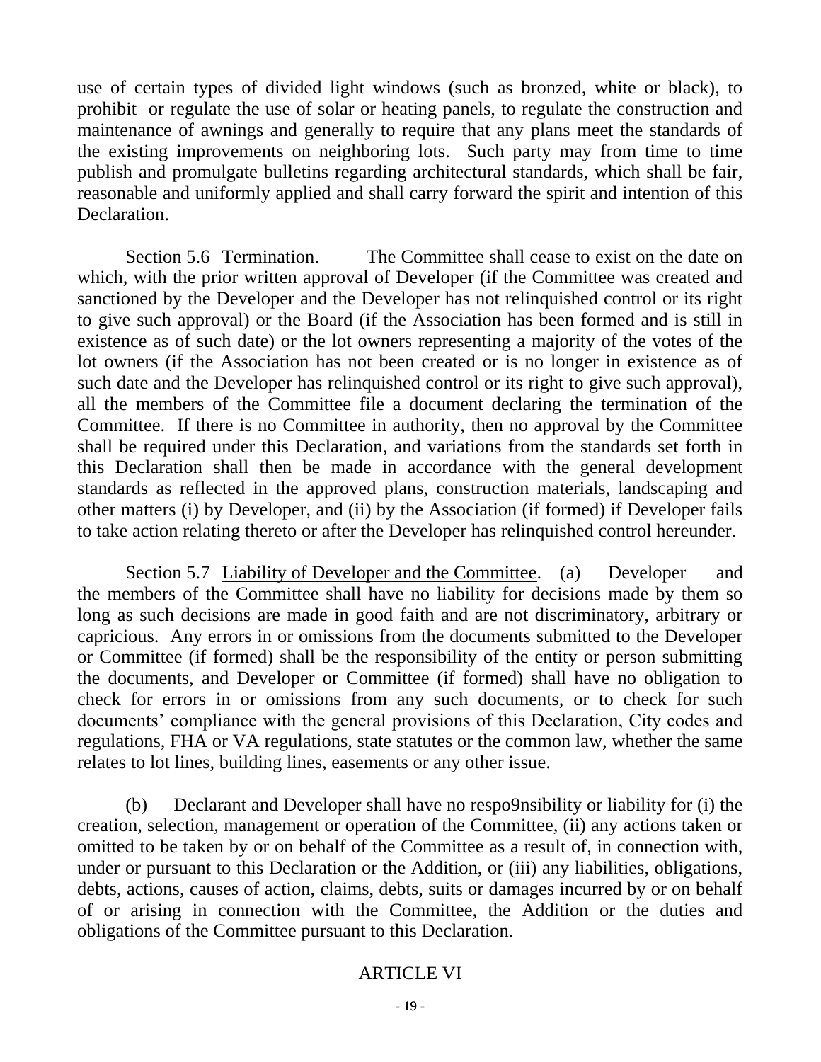use of certain types of divided light windows (such as bronzed, white or black), to prohibit or regulate the use of solar or heating panels, to regulate the construction and maintenance of awnings and generally to require that any plans meet the standards of the existing improvements on neighboring lots. Such party may from time to time publish and promulgate bulletins regarding architectural standards, which shall be fair, reasonable and uniformly applied and shall carry forward the spirit and intention of this Declaration.

Section 5.6 Termination. The Committee shall cease to exist on the date on which, with the prior written approval of Developer (if the Committee was created and sanctioned by the Developer and the Developer has not relinquished control or its right to give such approval) or the Board (if the Association has been formed and is still in existence as of such date) or the lot owners representing a majority of the votes of the lot owners (if the Association has not been created or is no longer in existence as of such date and the Developer has relinquished control or its right to give such approval), all the members of the Committee file a document declaring the termination of the Committee. If there is no Committee in authority, then no approval by the Committee shall be required under this Declaration, and variations from the standards set forth in this Declaration shall then be made in accordance with the general development standards as reflected in the approved plans, construction materials, landscaping and other matters (i) by Developer, and (ii) by the Association (if formed) if Developer fails to take action relating thereto or after the Developer has relinquished control hereunder.

Section 5.7 Liability of Developer and the Committee. (a) Developer and the members of the Committee shall have no liability for decisions made by them so long as such decisions are made in good faith and are not discriminatory, arbitrary or capricious. Any errors in or omissions from the documents submitted to the Developer or Committee (if formed) shall be the responsibility of the entity or person submitting the documents, and Developer or Committee (if formed) shall have no obligation to check for errors in or omissions from any such documents, or to check for such documents' compliance with the general provisions of this Declaration, City codes and regulations, FHA or VA regulations, state statutes or the common law, whether the same relates to lot lines, building lines, easements or any other issue.

(b) Declarant and Developer shall have no respo9nsibility or liability for (i) the creation, selection, management or operation of the Committee, (ii) any actions taken or omitted to be taken by or on behalf of the Committee as a result of, in connection with, under or pursuant to this Declaration or the Addition, or (iii) any liabilities, obligations, debts, actions, causes of action, claims, debts, suits or damages incurred by or on behalf of or arising in connection with the Committee, the Addition or the duties and obligations of the Committee pursuant to this Declaration.

ARTICLE VI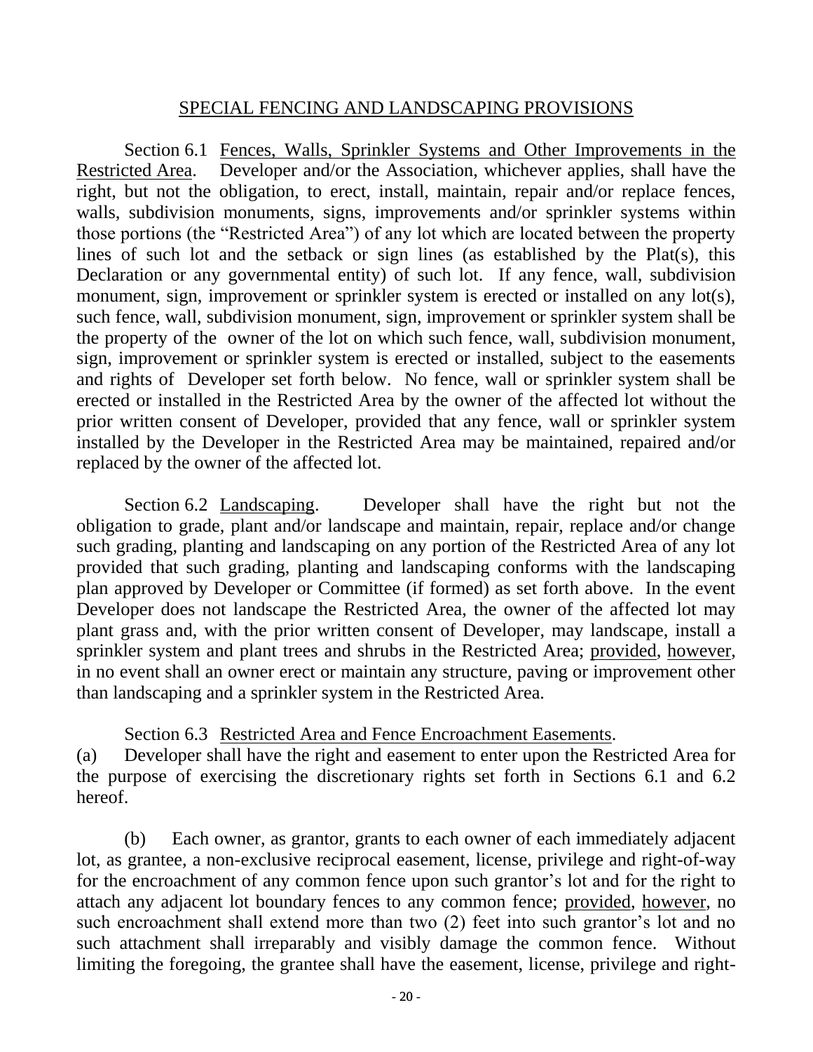## SPECIAL FENCING AND LANDSCAPING PROVISIONS

Section 6.1 Fences, Walls, Sprinkler Systems and Other Improvements in the Restricted Area. Developer and/or the Association, whichever applies, shall have the right, but not the obligation, to erect, install, maintain, repair and/or replace fences, walls, subdivision monuments, signs, improvements and/or sprinkler systems within those portions (the "Restricted Area") of any lot which are located between the property lines of such lot and the setback or sign lines (as established by the Plat(s), this Declaration or any governmental entity) of such lot. If any fence, wall, subdivision monument, sign, improvement or sprinkler system is erected or installed on any lot(s), such fence, wall, subdivision monument, sign, improvement or sprinkler system shall be the property of the owner of the lot on which such fence, wall, subdivision monument, sign, improvement or sprinkler system is erected or installed, subject to the easements and rights of Developer set forth below. No fence, wall or sprinkler system shall be erected or installed in the Restricted Area by the owner of the affected lot without the prior written consent of Developer, provided that any fence, wall or sprinkler system installed by the Developer in the Restricted Area may be maintained, repaired and/or replaced by the owner of the affected lot.

Section 6.2 Landscaping. Developer shall have the right but not the obligation to grade, plant and/or landscape and maintain, repair, replace and/or change such grading, planting and landscaping on any portion of the Restricted Area of any lot provided that such grading, planting and landscaping conforms with the landscaping plan approved by Developer or Committee (if formed) as set forth above. In the event Developer does not landscape the Restricted Area, the owner of the affected lot may plant grass and, with the prior written consent of Developer, may landscape, install a sprinkler system and plant trees and shrubs in the Restricted Area; provided, however, in no event shall an owner erect or maintain any structure, paving or improvement other than landscaping and a sprinkler system in the Restricted Area.

Section 6.3 Restricted Area and Fence Encroachment Easements.

(a) Developer shall have the right and easement to enter upon the Restricted Area for the purpose of exercising the discretionary rights set forth in Sections 6.1 and 6.2 hereof.

(b) Each owner, as grantor, grants to each owner of each immediately adjacent lot, as grantee, a non-exclusive reciprocal easement, license, privilege and right-of-way for the encroachment of any common fence upon such grantor's lot and for the right to attach any adjacent lot boundary fences to any common fence; provided, however, no such encroachment shall extend more than two (2) feet into such grantor's lot and no such attachment shall irreparably and visibly damage the common fence. Without limiting the foregoing, the grantee shall have the easement, license, privilege and right-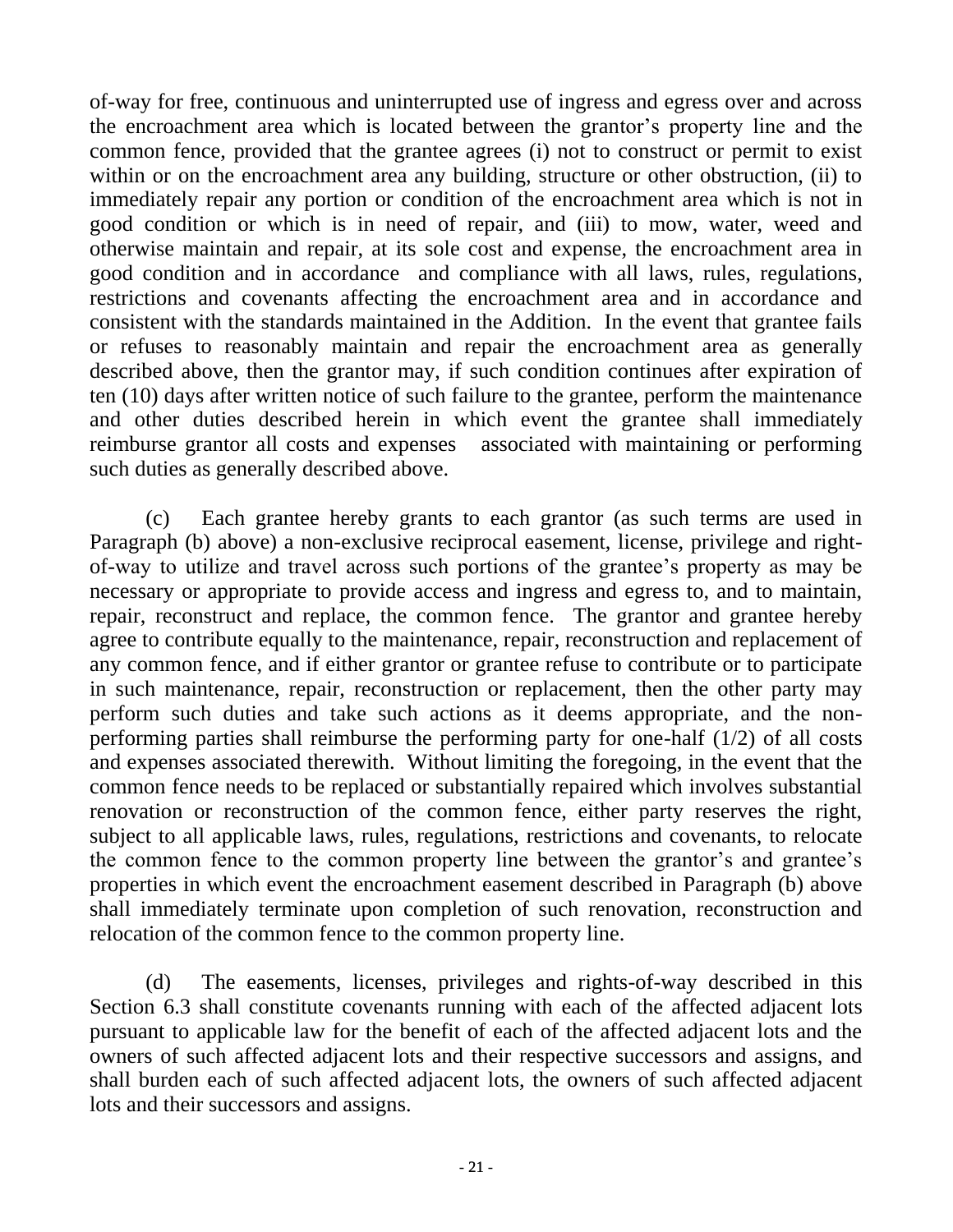of-way for free, continuous and uninterrupted use of ingress and egress over and across the encroachment area which is located between the grantor's property line and the common fence, provided that the grantee agrees (i) not to construct or permit to exist within or on the encroachment area any building, structure or other obstruction, (ii) to immediately repair any portion or condition of the encroachment area which is not in good condition or which is in need of repair, and (iii) to mow, water, weed and otherwise maintain and repair, at its sole cost and expense, the encroachment area in good condition and in accordance and compliance with all laws, rules, regulations, restrictions and covenants affecting the encroachment area and in accordance and consistent with the standards maintained in the Addition. In the event that grantee fails or refuses to reasonably maintain and repair the encroachment area as generally described above, then the grantor may, if such condition continues after expiration of ten (10) days after written notice of such failure to the grantee, perform the maintenance and other duties described herein in which event the grantee shall immediately reimburse grantor all costs and expenses associated with maintaining or performing such duties as generally described above.

(c) Each grantee hereby grants to each grantor (as such terms are used in Paragraph (b) above) a non-exclusive reciprocal easement, license, privilege and right-of-way to utilize and travel across such portions of the grantee's property as may be necessary or appropriate to provide access and ingress and egress to, and to maintain, repair, reconstruct and replace, the common fence. The grantor and grantee hereby agree to contribute equally to the maintenance, repair, reconstruction and replacement of any common fence, and if either grantor or grantee refuse to contribute or to participate in such maintenance, repair, reconstruction or replacement, then the other party may perform such duties and take such actions as it deems appropriate, and the non-performing parties shall reimburse the performing party for one-half (1/2) of all costs and expenses associated therewith. Without limiting the foregoing, in the event that the common fence needs to be replaced or substantially repaired which involves substantial renovation or reconstruction of the common fence, either party reserves the right, subject to all applicable laws, rules, regulations, restrictions and covenants, to relocate the common fence to the common property line between the grantor's and grantee's properties in which event the encroachment easement described in Paragraph (b) above shall immediately terminate upon completion of such renovation, reconstruction and relocation of the common fence to the common property line.

(d) The easements, licenses, privileges and rights-of-way described in this Section 6.3 shall constitute covenants running with each of the affected adjacent lots pursuant to applicable law for the benefit of each of the affected adjacent lots and the owners of such affected adjacent lots and their respective successors and assigns, and shall burden each of such affected adjacent lots, the owners of such affected adjacent lots and their successors and assigns.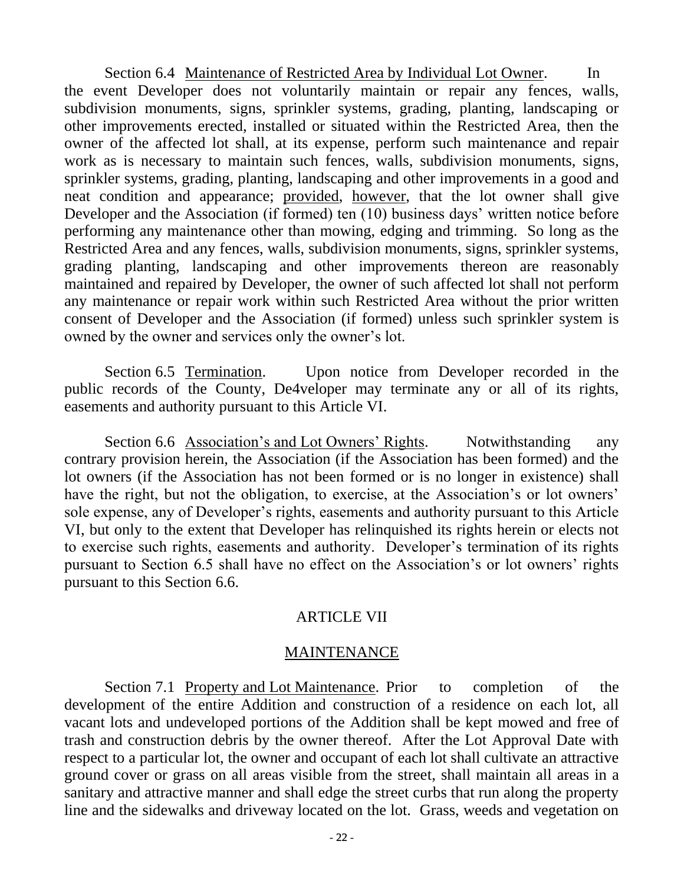Section 6.4 Maintenance of Restricted Area by Individual Lot Owner. In the event Developer does not voluntarily maintain or repair any fences, walls, subdivision monuments, signs, sprinkler systems, grading, planting, landscaping or other improvements erected, installed or situated within the Restricted Area, then the owner of the affected lot shall, at its expense, perform such maintenance and repair work as is necessary to maintain such fences, walls, subdivision monuments, signs, sprinkler systems, grading, planting, landscaping and other improvements in a good and neat condition and appearance; provided, however, that the lot owner shall give Developer and the Association (if formed) ten (10) business days' written notice before performing any maintenance other than mowing, edging and trimming. So long as the Restricted Area and any fences, walls, subdivision monuments, signs, sprinkler systems, grading planting, landscaping and other improvements thereon are reasonably maintained and repaired by Developer, the owner of such affected lot shall not perform any maintenance or repair work within such Restricted Area without the prior written consent of Developer and the Association (if formed) unless such sprinkler system is owned by the owner and services only the owner's lot.

Section 6.5 Termination. Upon notice from Developer recorded in the public records of the County, De4veloper may terminate any or all of its rights, easements and authority pursuant to this Article VI.

Section 6.6 Association's and Lot Owners' Rights. Notwithstanding any contrary provision herein, the Association (if the Association has been formed) and the lot owners (if the Association has not been formed or is no longer in existence) shall have the right, but not the obligation, to exercise, at the Association's or lot owners' sole expense, any of Developer's rights, easements and authority pursuant to this Article VI, but only to the extent that Developer has relinquished its rights herein or elects not to exercise such rights, easements and authority. Developer's termination of its rights pursuant to Section 6.5 shall have no effect on the Association's or lot owners' rights pursuant to this Section 6.6.

## ARTICLE VII

## MAINTENANCE

Section 7.1 Property and Lot Maintenance. Prior to completion of the development of the entire Addition and construction of a residence on each lot, all vacant lots and undeveloped portions of the Addition shall be kept mowed and free of trash and construction debris by the owner thereof. After the Lot Approval Date with respect to a particular lot, the owner and occupant of each lot shall cultivate an attractive ground cover or grass on all areas visible from the street, shall maintain all areas in a sanitary and attractive manner and shall edge the street curbs that run along the property line and the sidewalks and driveway located on the lot. Grass, weeds and vegetation on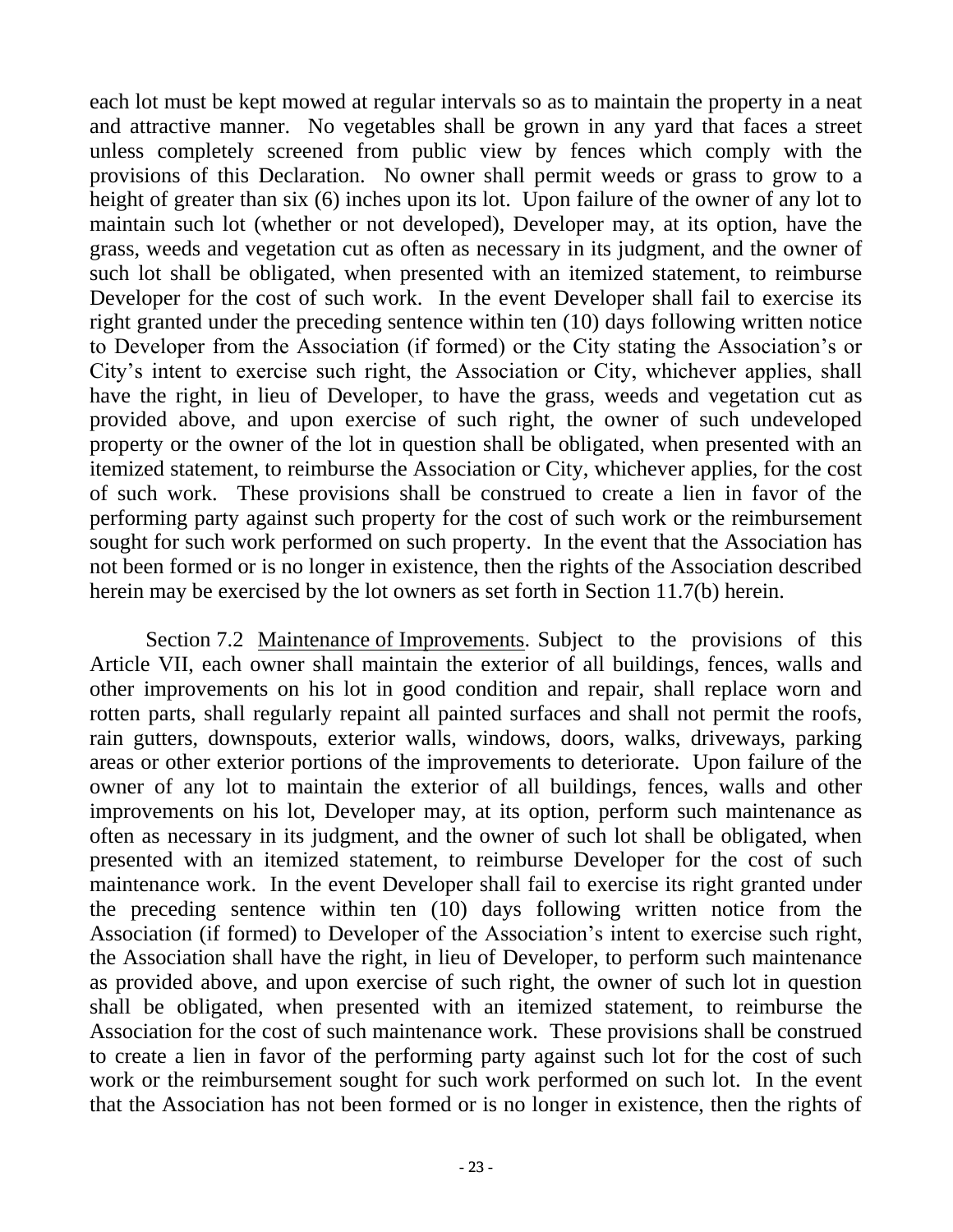each lot must be kept mowed at regular intervals so as to maintain the property in a neat and attractive manner. No vegetables shall be grown in any yard that faces a street unless completely screened from public view by fences which comply with the provisions of this Declaration. No owner shall permit weeds or grass to grow to a height of greater than six (6) inches upon its lot. Upon failure of the owner of any lot to maintain such lot (whether or not developed), Developer may, at its option, have the grass, weeds and vegetation cut as often as necessary in its judgment, and the owner of such lot shall be obligated, when presented with an itemized statement, to reimburse Developer for the cost of such work. In the event Developer shall fail to exercise its right granted under the preceding sentence within ten (10) days following written notice to Developer from the Association (if formed) or the City stating the Association's or City's intent to exercise such right, the Association or City, whichever applies, shall have the right, in lieu of Developer, to have the grass, weeds and vegetation cut as provided above, and upon exercise of such right, the owner of such undeveloped property or the owner of the lot in question shall be obligated, when presented with an itemized statement, to reimburse the Association or City, whichever applies, for the cost of such work. These provisions shall be construed to create a lien in favor of the performing party against such property for the cost of such work or the reimbursement sought for such work performed on such property. In the event that the Association has not been formed or is no longer in existence, then the rights of the Association described herein may be exercised by the lot owners as set forth in Section 11.7(b) herein.

Section 7.2 Maintenance of Improvements. Subject to the provisions of this Article VII, each owner shall maintain the exterior of all buildings, fences, walls and other improvements on his lot in good condition and repair, shall replace worn and rotten parts, shall regularly repaint all painted surfaces and shall not permit the roofs, rain gutters, downspouts, exterior walls, windows, doors, walks, driveways, parking areas or other exterior portions of the improvements to deteriorate. Upon failure of the owner of any lot to maintain the exterior of all buildings, fences, walls and other improvements on his lot, Developer may, at its option, perform such maintenance as often as necessary in its judgment, and the owner of such lot shall be obligated, when presented with an itemized statement, to reimburse Developer for the cost of such maintenance work. In the event Developer shall fail to exercise its right granted under the preceding sentence within ten (10) days following written notice from the Association (if formed) to Developer of the Association's intent to exercise such right, the Association shall have the right, in lieu of Developer, to perform such maintenance as provided above, and upon exercise of such right, the owner of such lot in question shall be obligated, when presented with an itemized statement, to reimburse the Association for the cost of such maintenance work. These provisions shall be construed to create a lien in favor of the performing party against such lot for the cost of such work or the reimbursement sought for such work performed on such lot. In the event that the Association has not been formed or is no longer in existence, then the rights of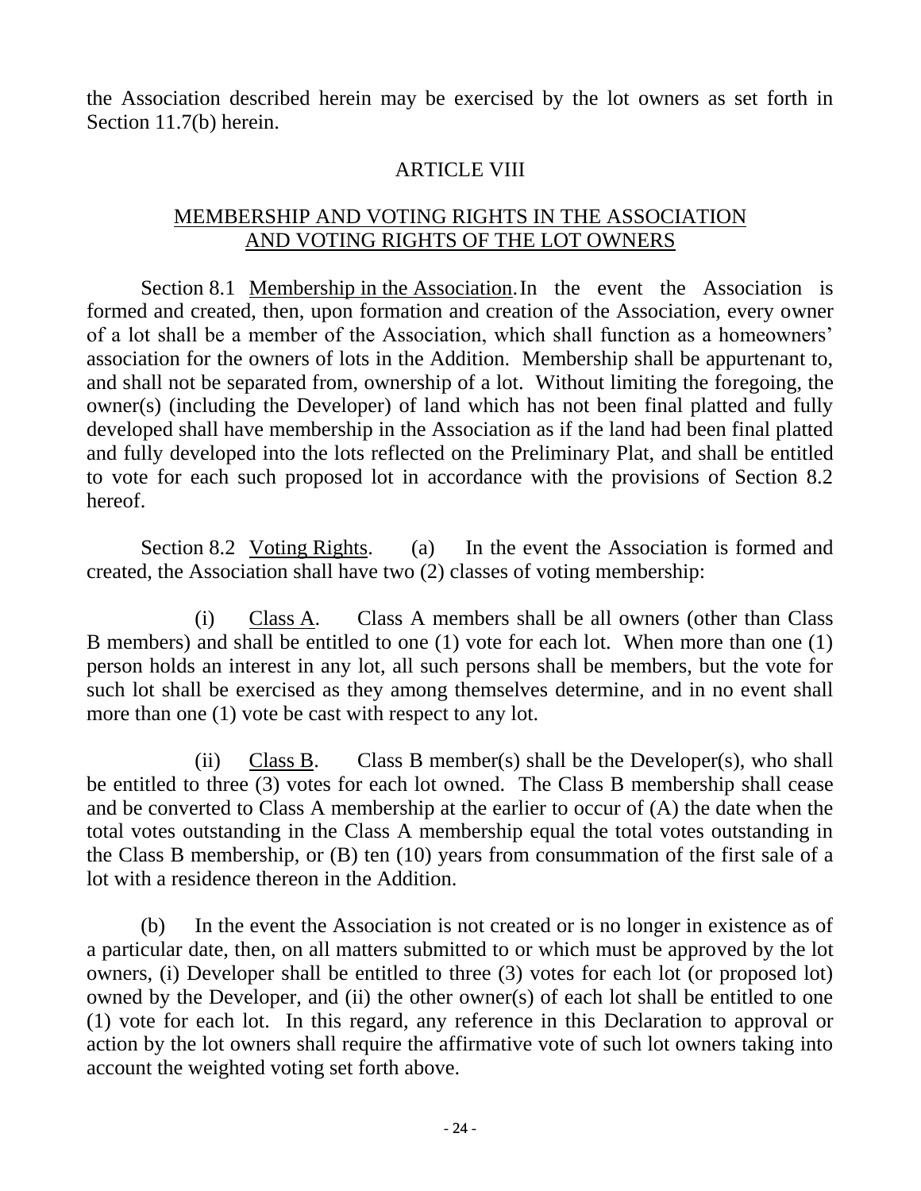the Association described herein may be exercised by the lot owners as set forth in Section 11.7(b) herein.

## ARTICLE VIII

## MEMBERSHIP AND VOTING RIGHTS IN THE ASSOCIATION AND VOTING RIGHTS OF THE LOT OWNERS

Section 8.1 Membership in the Association. In the event the Association is formed and created, then, upon formation and creation of the Association, every owner of a lot shall be a member of the Association, which shall function as a homeowners' association for the owners of lots in the Addition. Membership shall be appurtenant to, and shall not be separated from, ownership of a lot. Without limiting the foregoing, the owner(s) (including the Developer) of land which has not been final platted and fully developed shall have membership in the Association as if the land had been final platted and fully developed into the lots reflected on the Preliminary Plat, and shall be entitled to vote for each such proposed lot in accordance with the provisions of Section 8.2 hereof.

Section 8.2 Voting Rights. (a) In the event the Association is formed and created, the Association shall have two (2) classes of voting membership:

(i) Class A. Class A members shall be all owners (other than Class B members) and shall be entitled to one (1) vote for each lot. When more than one (1) person holds an interest in any lot, all such persons shall be members, but the vote for such lot shall be exercised as they among themselves determine, and in no event shall more than one (1) vote be cast with respect to any lot.

(ii) Class B. Class B member(s) shall be the Developer(s), who shall be entitled to three (3) votes for each lot owned. The Class B membership shall cease and be converted to Class A membership at the earlier to occur of (A) the date when the total votes outstanding in the Class A membership equal the total votes outstanding in the Class B membership, or (B) ten (10) years from consummation of the first sale of a lot with a residence thereon in the Addition.

(b) In the event the Association is not created or is no longer in existence as of a particular date, then, on all matters submitted to or which must be approved by the lot owners, (i) Developer shall be entitled to three (3) votes for each lot (or proposed lot) owned by the Developer, and (ii) the other owner(s) of each lot shall be entitled to one (1) vote for each lot. In this regard, any reference in this Declaration to approval or action by the lot owners shall require the affirmative vote of such lot owners taking into account the weighted voting set forth above.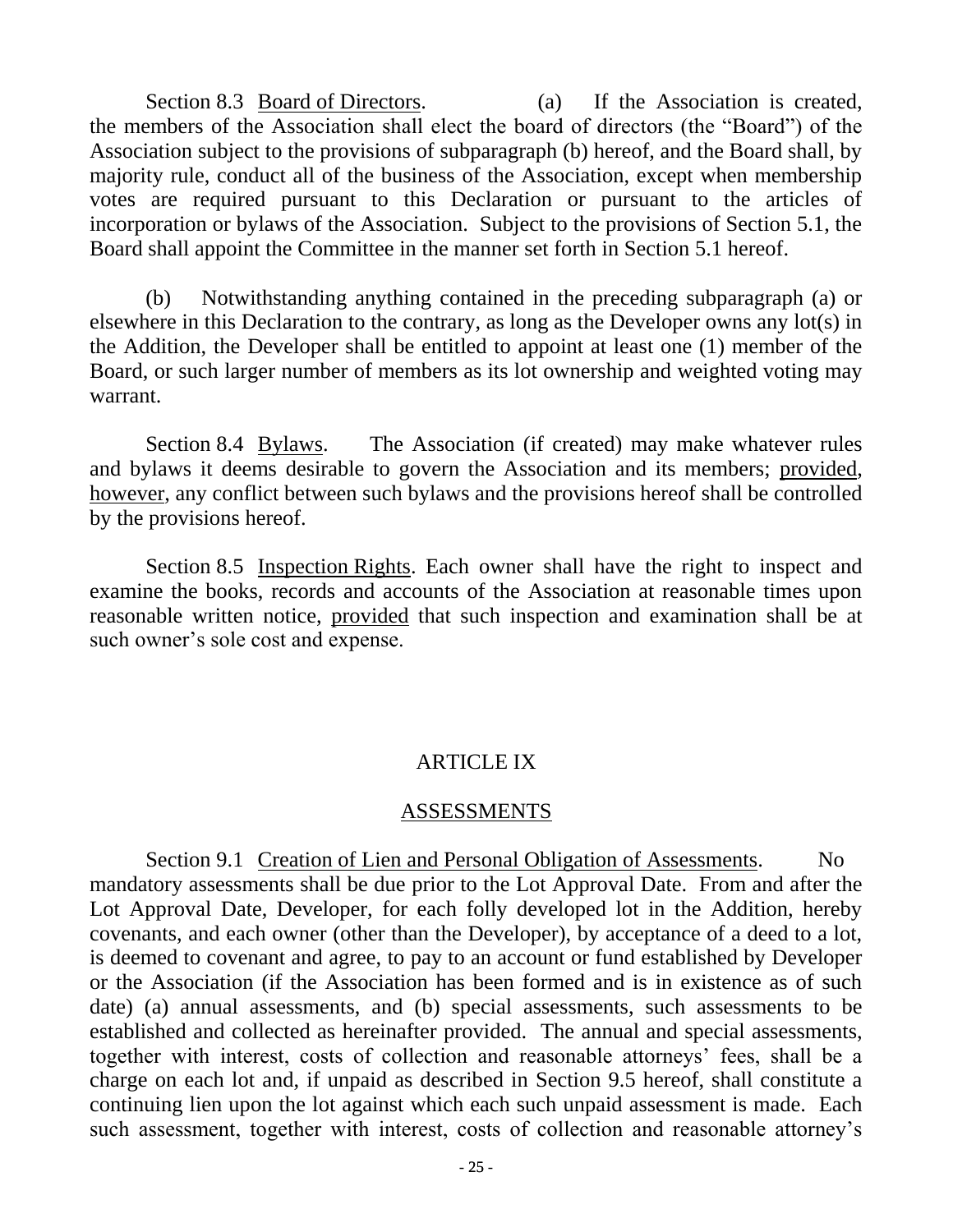Section 8.3 Board of Directors. (a) If the Association is created, the members of the Association shall elect the board of directors (the "Board") of the Association subject to the provisions of subparagraph (b) hereof, and the Board shall, by majority rule, conduct all of the business of the Association, except when membership votes are required pursuant to this Declaration or pursuant to the articles of incorporation or bylaws of the Association. Subject to the provisions of Section 5.1, the Board shall appoint the Committee in the manner set forth in Section 5.1 hereof.

(b) Notwithstanding anything contained in the preceding subparagraph (a) or elsewhere in this Declaration to the contrary, as long as the Developer owns any lot(s) in the Addition, the Developer shall be entitled to appoint at least one (1) member of the Board, or such larger number of members as its lot ownership and weighted voting may warrant.

Section 8.4 Bylaws. The Association (if created) may make whatever rules and bylaws it deems desirable to govern the Association and its members; provided, however, any conflict between such bylaws and the provisions hereof shall be controlled by the provisions hereof.

Section 8.5 Inspection Rights. Each owner shall have the right to inspect and examine the books, records and accounts of the Association at reasonable times upon reasonable written notice, provided that such inspection and examination shall be at such owner's sole cost and expense.

## ARTICLE IX

## ASSESSMENTS

Section 9.1 Creation of Lien and Personal Obligation of Assessments. No mandatory assessments shall be due prior to the Lot Approval Date. From and after the Lot Approval Date, Developer, for each folly developed lot in the Addition, hereby covenants, and each owner (other than the Developer), by acceptance of a deed to a lot, is deemed to covenant and agree, to pay to an account or fund established by Developer or the Association (if the Association has been formed and is in existence as of such date) (a) annual assessments, and (b) special assessments, such assessments to be established and collected as hereinafter provided. The annual and special assessments, together with interest, costs of collection and reasonable attorneys' fees, shall be a charge on each lot and, if unpaid as described in Section 9.5 hereof, shall constitute a continuing lien upon the lot against which each such unpaid assessment is made. Each such assessment, together with interest, costs of collection and reasonable attorney's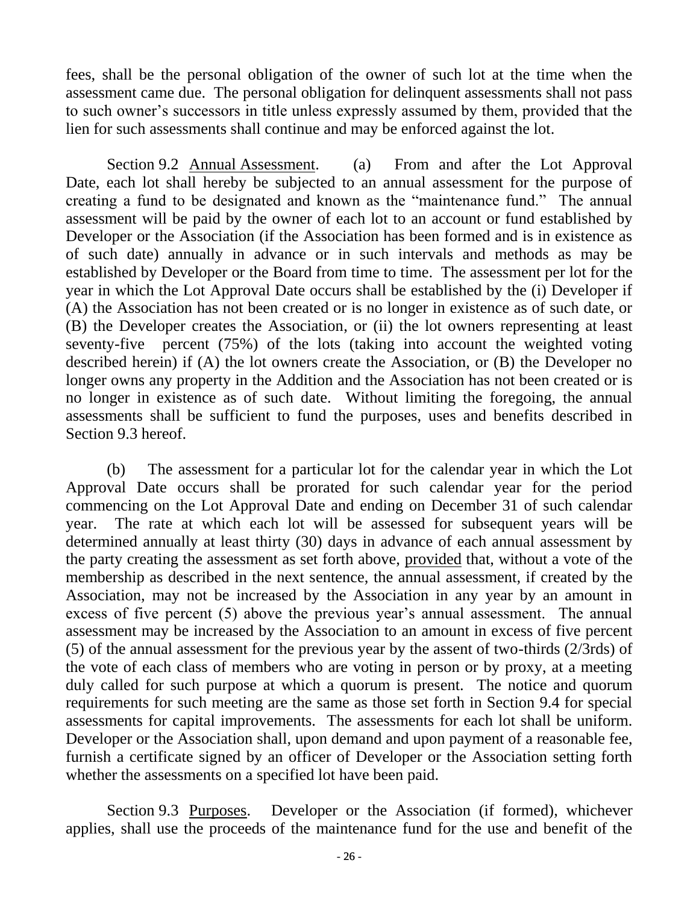fees, shall be the personal obligation of the owner of such lot at the time when the assessment came due. The personal obligation for delinquent assessments shall not pass to such owner's successors in title unless expressly assumed by them, provided that the lien for such assessments shall continue and may be enforced against the lot.

Section 9.2 Annual Assessment. (a) From and after the Lot Approval Date, each lot shall hereby be subjected to an annual assessment for the purpose of creating a fund to be designated and known as the "maintenance fund." The annual assessment will be paid by the owner of each lot to an account or fund established by Developer or the Association (if the Association has been formed and is in existence as of such date) annually in advance or in such intervals and methods as may be established by Developer or the Board from time to time. The assessment per lot for the year in which the Lot Approval Date occurs shall be established by the (i) Developer if (A) the Association has not been created or is no longer in existence as of such date, or (B) the Developer creates the Association, or (ii) the lot owners representing at least seventy-five percent (75%) of the lots (taking into account the weighted voting described herein) if (A) the lot owners create the Association, or (B) the Developer no longer owns any property in the Addition and the Association has not been created or is no longer in existence as of such date. Without limiting the foregoing, the annual assessments shall be sufficient to fund the purposes, uses and benefits described in Section 9.3 hereof.

(b) The assessment for a particular lot for the calendar year in which the Lot Approval Date occurs shall be prorated for such calendar year for the period commencing on the Lot Approval Date and ending on December 31 of such calendar year. The rate at which each lot will be assessed for subsequent years will be determined annually at least thirty (30) days in advance of each annual assessment by the party creating the assessment as set forth above, provided that, without a vote of the membership as described in the next sentence, the annual assessment, if created by the Association, may not be increased by the Association in any year by an amount in excess of five percent (5) above the previous year's annual assessment. The annual assessment may be increased by the Association to an amount in excess of five percent (5) of the annual assessment for the previous year by the assent of two-thirds (2/3rds) of the vote of each class of members who are voting in person or by proxy, at a meeting duly called for such purpose at which a quorum is present. The notice and quorum requirements for such meeting are the same as those set forth in Section 9.4 for special assessments for capital improvements. The assessments for each lot shall be uniform. Developer or the Association shall, upon demand and upon payment of a reasonable fee, furnish a certificate signed by an officer of Developer or the Association setting forth whether the assessments on a specified lot have been paid.

Section 9.3 Purposes. Developer or the Association (if formed), whichever applies, shall use the proceeds of the maintenance fund for the use and benefit of the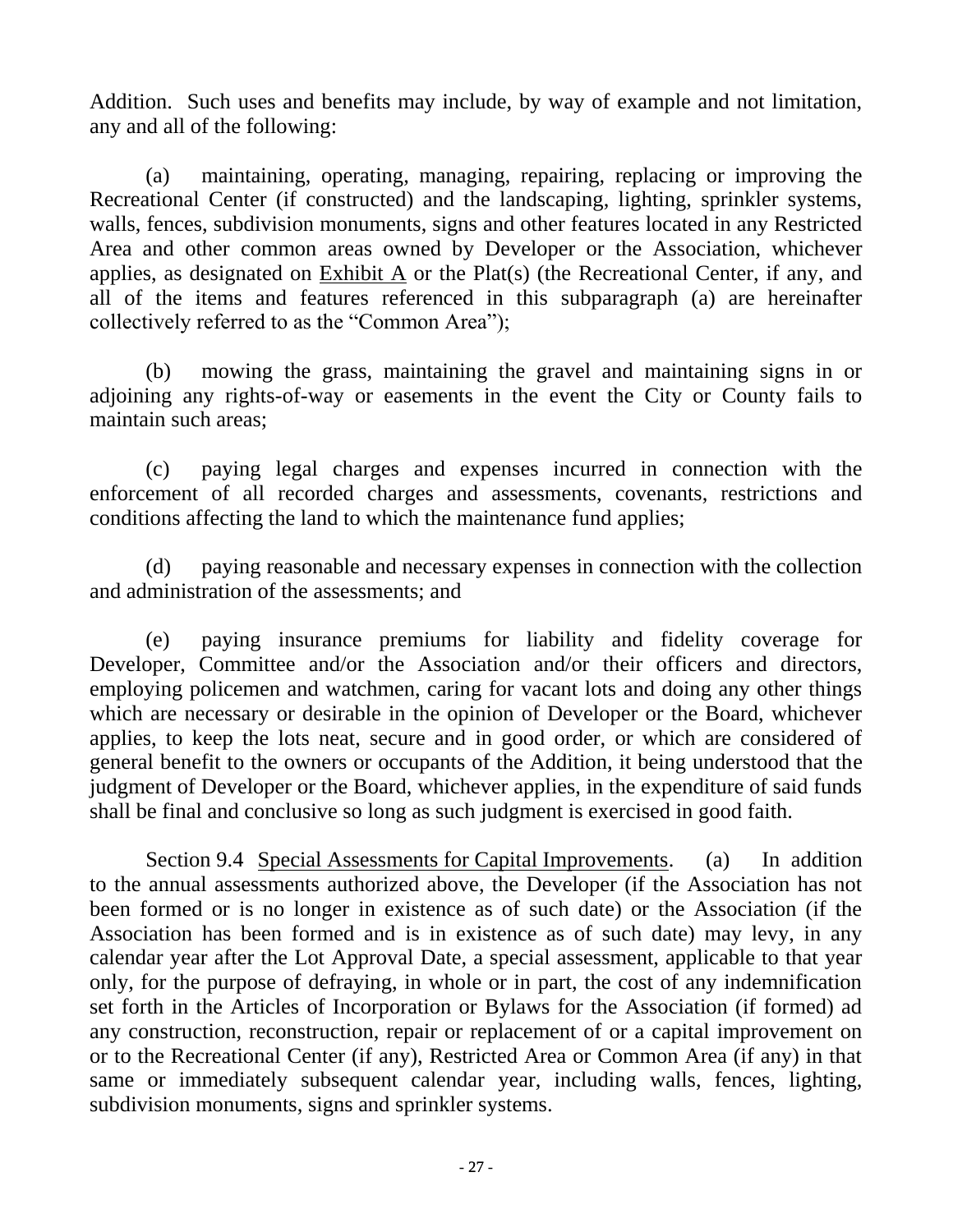Addition. Such uses and benefits may include, by way of example and not limitation, any and all of the following:

(a) maintaining, operating, managing, repairing, replacing or improving the Recreational Center (if constructed) and the landscaping, lighting, sprinkler systems, walls, fences, subdivision monuments, signs and other features located in any Restricted Area and other common areas owned by Developer or the Association, whichever applies, as designated on Exhibit A or the Plat(s) (the Recreational Center, if any, and all of the items and features referenced in this subparagraph (a) are hereinafter collectively referred to as the "Common Area");

(b) mowing the grass, maintaining the gravel and maintaining signs in or adjoining any rights-of-way or easements in the event the City or County fails to maintain such areas;

(c) paying legal charges and expenses incurred in connection with the enforcement of all recorded charges and assessments, covenants, restrictions and conditions affecting the land to which the maintenance fund applies;

(d) paying reasonable and necessary expenses in connection with the collection and administration of the assessments; and

(e) paying insurance premiums for liability and fidelity coverage for Developer, Committee and/or the Association and/or their officers and directors, employing policemen and watchmen, caring for vacant lots and doing any other things which are necessary or desirable in the opinion of Developer or the Board, whichever applies, to keep the lots neat, secure and in good order, or which are considered of general benefit to the owners or occupants of the Addition, it being understood that the judgment of Developer or the Board, whichever applies, in the expenditure of said funds shall be final and conclusive so long as such judgment is exercised in good faith.

Section 9.4 Special Assessments for Capital Improvements. (a) In addition to the annual assessments authorized above, the Developer (if the Association has not been formed or is no longer in existence as of such date) or the Association (if the Association has been formed and is in existence as of such date) may levy, in any calendar year after the Lot Approval Date, a special assessment, applicable to that year only, for the purpose of defraying, in whole or in part, the cost of any indemnification set forth in the Articles of Incorporation or Bylaws for the Association (if formed) ad any construction, reconstruction, repair or replacement of or a capital improvement on or to the Recreational Center (if any), Restricted Area or Common Area (if any) in that same or immediately subsequent calendar year, including walls, fences, lighting, subdivision monuments, signs and sprinkler systems.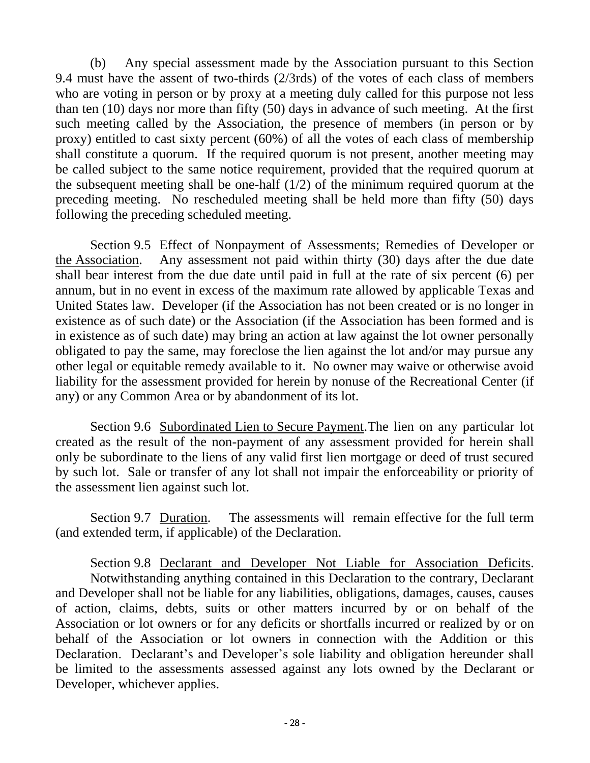(b) Any special assessment made by the Association pursuant to this Section 9.4 must have the assent of two-thirds (2/3rds) of the votes of each class of members who are voting in person or by proxy at a meeting duly called for this purpose not less than ten (10) days nor more than fifty (50) days in advance of such meeting. At the first such meeting called by the Association, the presence of members (in person or by proxy) entitled to cast sixty percent (60%) of all the votes of each class of membership shall constitute a quorum. If the required quorum is not present, another meeting may be called subject to the same notice requirement, provided that the required quorum at the subsequent meeting shall be one-half (1/2) of the minimum required quorum at the preceding meeting. No rescheduled meeting shall be held more than fifty (50) days following the preceding scheduled meeting.

Section 9.5 Effect of Nonpayment of Assessments; Remedies of Developer or the Association. Any assessment not paid within thirty (30) days after the due date shall bear interest from the due date until paid in full at the rate of six percent (6) per annum, but in no event in excess of the maximum rate allowed by applicable Texas and United States law. Developer (if the Association has not been created or is no longer in existence as of such date) or the Association (if the Association has been formed and is in existence as of such date) may bring an action at law against the lot owner personally obligated to pay the same, may foreclose the lien against the lot and/or may pursue any other legal or equitable remedy available to it. No owner may waive or otherwise avoid liability for the assessment provided for herein by nonuse of the Recreational Center (if any) or any Common Area or by abandonment of its lot.

Section 9.6 Subordinated Lien to Secure Payment. The lien on any particular lot created as the result of the non-payment of any assessment provided for herein shall only be subordinate to the liens of any valid first lien mortgage or deed of trust secured by such lot. Sale or transfer of any lot shall not impair the enforceability or priority of the assessment lien against such lot.

Section 9.7 Duration. The assessments will remain effective for the full term (and extended term, if applicable) of the Declaration.

Section 9.8 Declarant and Developer Not Liable for Association Deficits. Notwithstanding anything contained in this Declaration to the contrary, Declarant and Developer shall not be liable for any liabilities, obligations, damages, causes, causes of action, claims, debts, suits or other matters incurred by or on behalf of the Association or lot owners or for any deficits or shortfalls incurred or realized by or on behalf of the Association or lot owners in connection with the Addition or this Declaration. Declarant's and Developer's sole liability and obligation hereunder shall be limited to the assessments assessed against any lots owned by the Declarant or Developer, whichever applies.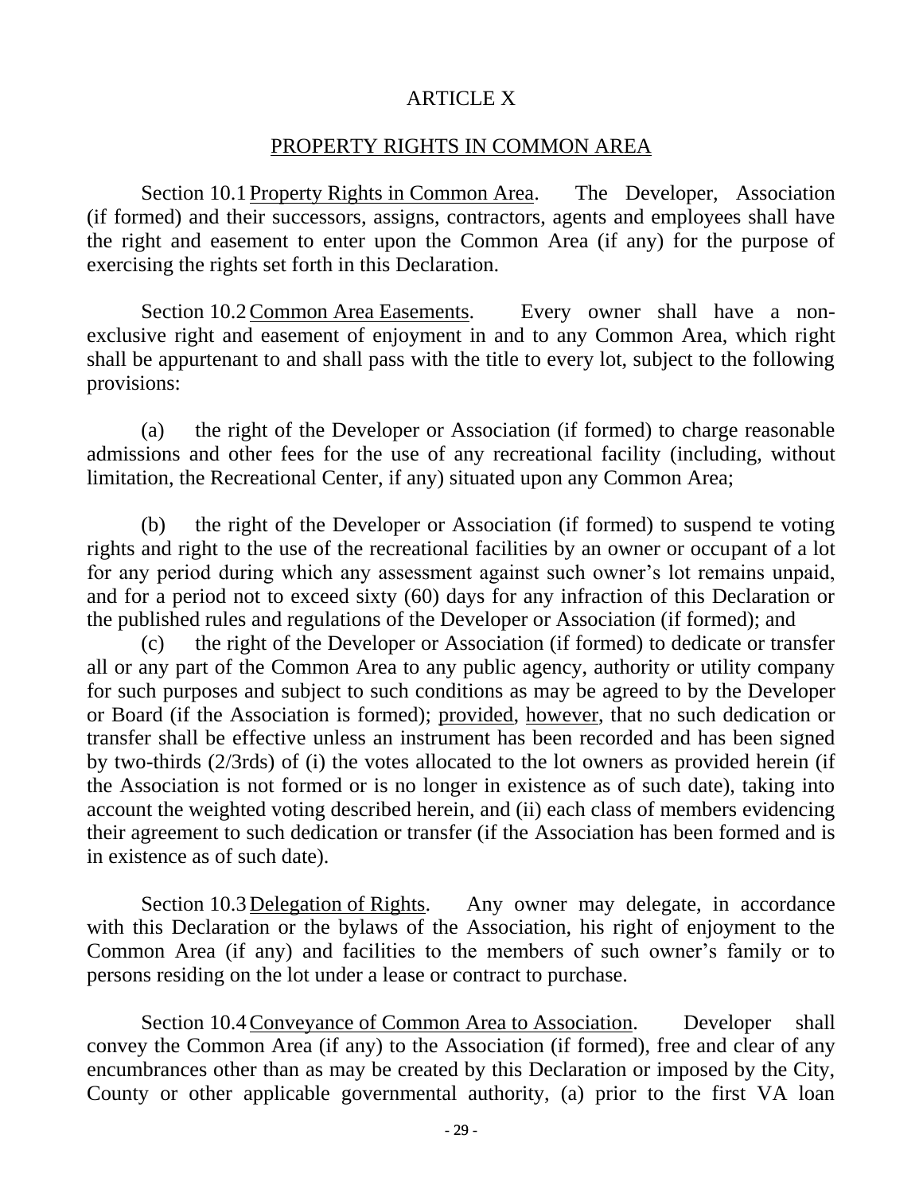# ARTICLE X

## PROPERTY RIGHTS IN COMMON AREA

Section 10.1 Property Rights in Common Area. The Developer, Association (if formed) and their successors, assigns, contractors, agents and employees shall have the right and easement to enter upon the Common Area (if any) for the purpose of exercising the rights set forth in this Declaration.

Section 10.2 Common Area Easements. Every owner shall have a non-exclusive right and easement of enjoyment in and to any Common Area, which right shall be appurtenant to and shall pass with the title to every lot, subject to the following provisions:

(a) the right of the Developer or Association (if formed) to charge reasonable admissions and other fees for the use of any recreational facility (including, without limitation, the Recreational Center, if any) situated upon any Common Area;

(b) the right of the Developer or Association (if formed) to suspend te voting rights and right to the use of the recreational facilities by an owner or occupant of a lot for any period during which any assessment against such owner's lot remains unpaid, and for a period not to exceed sixty (60) days for any infraction of this Declaration or the published rules and regulations of the Developer or Association (if formed); and

(c) the right of the Developer or Association (if formed) to dedicate or transfer all or any part of the Common Area to any public agency, authority or utility company for such purposes and subject to such conditions as may be agreed to by the Developer or Board (if the Association is formed); provided, however, that no such dedication or transfer shall be effective unless an instrument has been recorded and has been signed by two-thirds (2/3rds) of (i) the votes allocated to the lot owners as provided herein (if the Association is not formed or is no longer in existence as of such date), taking into account the weighted voting described herein, and (ii) each class of members evidencing their agreement to such dedication or transfer (if the Association has been formed and is in existence as of such date).

Section 10.3 Delegation of Rights. Any owner may delegate, in accordance with this Declaration or the bylaws of the Association, his right of enjoyment to the Common Area (if any) and facilities to the members of such owner's family or to persons residing on the lot under a lease or contract to purchase.

Section 10.4 Conveyance of Common Area to Association. Developer shall convey the Common Area (if any) to the Association (if formed), free and clear of any encumbrances other than as may be created by this Declaration or imposed by the City, County or other applicable governmental authority, (a) prior to the first VA loan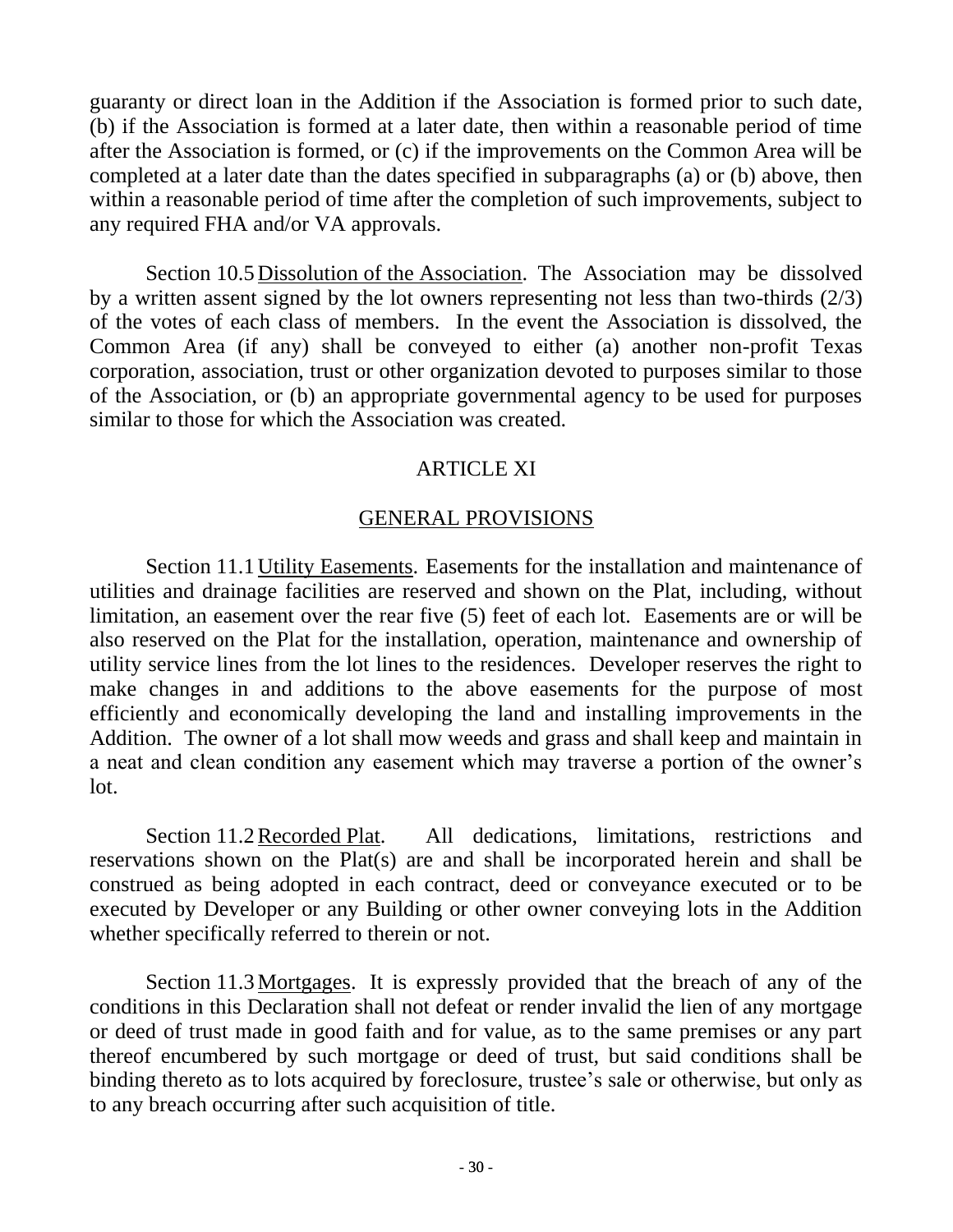guaranty or direct loan in the Addition if the Association is formed prior to such date, (b) if the Association is formed at a later date, then within a reasonable period of time after the Association is formed, or (c) if the improvements on the Common Area will be completed at a later date than the dates specified in subparagraphs (a) or (b) above, then within a reasonable period of time after the completion of such improvements, subject to any required FHA and/or VA approvals.

Section 10.5 Dissolution of the Association. The Association may be dissolved by a written assent signed by the lot owners representing not less than two-thirds (2/3) of the votes of each class of members. In the event the Association is dissolved, the Common Area (if any) shall be conveyed to either (a) another non-profit Texas corporation, association, trust or other organization devoted to purposes similar to those of the Association, or (b) an appropriate governmental agency to be used for purposes similar to those for which the Association was created.

## ARTICLE XI

## GENERAL PROVISIONS

Section 11.1 Utility Easements. Easements for the installation and maintenance of utilities and drainage facilities are reserved and shown on the Plat, including, without limitation, an easement over the rear five (5) feet of each lot. Easements are or will be also reserved on the Plat for the installation, operation, maintenance and ownership of utility service lines from the lot lines to the residences. Developer reserves the right to make changes in and additions to the above easements for the purpose of most efficiently and economically developing the land and installing improvements in the Addition. The owner of a lot shall mow weeds and grass and shall keep and maintain in a neat and clean condition any easement which may traverse a portion of the owner's lot.

Section 11.2 Recorded Plat. All dedications, limitations, restrictions and reservations shown on the Plat(s) are and shall be incorporated herein and shall be construed as being adopted in each contract, deed or conveyance executed or to be executed by Developer or any Building or other owner conveying lots in the Addition whether specifically referred to therein or not.

Section 11.3 Mortgages. It is expressly provided that the breach of any of the conditions in this Declaration shall not defeat or render invalid the lien of any mortgage or deed of trust made in good faith and for value, as to the same premises or any part thereof encumbered by such mortgage or deed of trust, but said conditions shall be binding thereto as to lots acquired by foreclosure, trustee's sale or otherwise, but only as to any breach occurring after such acquisition of title.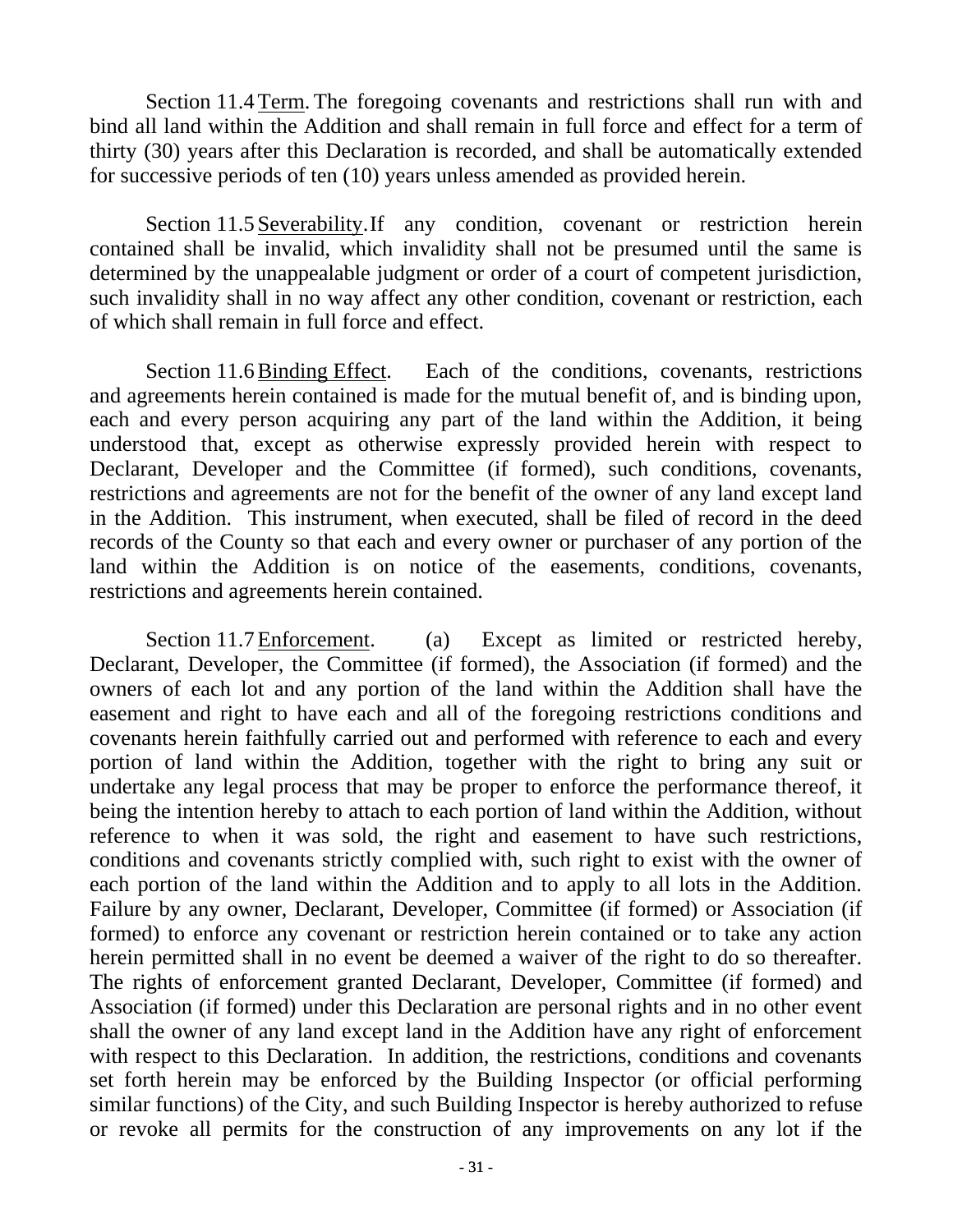Section 11.4 Term. The foregoing covenants and restrictions shall run with and bind all land within the Addition and shall remain in full force and effect for a term of thirty (30) years after this Declaration is recorded, and shall be automatically extended for successive periods of ten (10) years unless amended as provided herein.

Section 11.5 Severability. If any condition, covenant or restriction herein contained shall be invalid, which invalidity shall not be presumed until the same is determined by the unappealable judgment or order of a court of competent jurisdiction, such invalidity shall in no way affect any other condition, covenant or restriction, each of which shall remain in full force and effect.

Section 11.6 Binding Effect. Each of the conditions, covenants, restrictions and agreements herein contained is made for the mutual benefit of, and is binding upon, each and every person acquiring any part of the land within the Addition, it being understood that, except as otherwise expressly provided herein with respect to Declarant, Developer and the Committee (if formed), such conditions, covenants, restrictions and agreements are not for the benefit of the owner of any land except land in the Addition. This instrument, when executed, shall be filed of record in the deed records of the County so that each and every owner or purchaser of any portion of the land within the Addition is on notice of the easements, conditions, covenants, restrictions and agreements herein contained.

Section 11.7 Enforcement. (a) Except as limited or restricted hereby, Declarant, Developer, the Committee (if formed), the Association (if formed) and the owners of each lot and any portion of the land within the Addition shall have the easement and right to have each and all of the foregoing restrictions conditions and covenants herein faithfully carried out and performed with reference to each and every portion of land within the Addition, together with the right to bring any suit or undertake any legal process that may be proper to enforce the performance thereof, it being the intention hereby to attach to each portion of land within the Addition, without reference to when it was sold, the right and easement to have such restrictions, conditions and covenants strictly complied with, such right to exist with the owner of each portion of the land within the Addition and to apply to all lots in the Addition. Failure by any owner, Declarant, Developer, Committee (if formed) or Association (if formed) to enforce any covenant or restriction herein contained or to take any action herein permitted shall in no event be deemed a waiver of the right to do so thereafter. The rights of enforcement granted Declarant, Developer, Committee (if formed) and Association (if formed) under this Declaration are personal rights and in no other event shall the owner of any land except land in the Addition have any right of enforcement with respect to this Declaration. In addition, the restrictions, conditions and covenants set forth herein may be enforced by the Building Inspector (or official performing similar functions) of the City, and such Building Inspector is hereby authorized to refuse or revoke all permits for the construction of any improvements on any lot if the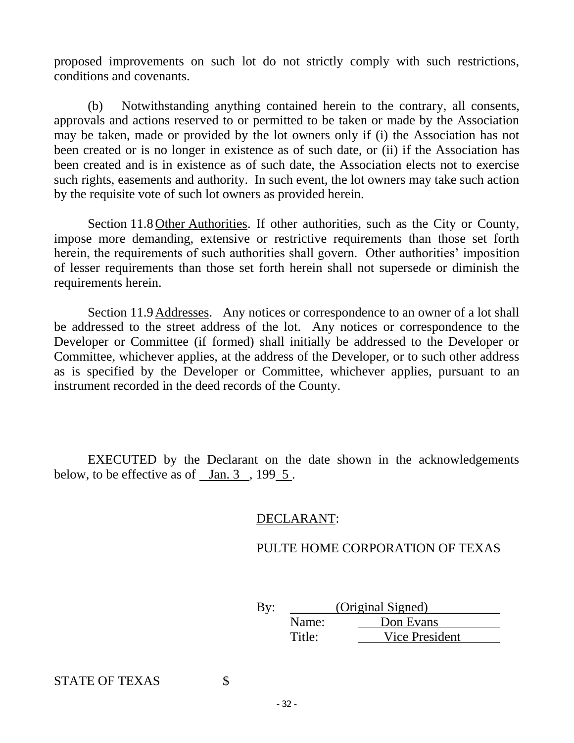proposed improvements on such lot do not strictly comply with such restrictions, conditions and covenants.

(b) Notwithstanding anything contained herein to the contrary, all consents, approvals and actions reserved to or permitted to be taken or made by the Association may be taken, made or provided by the lot owners only if (i) the Association has not been created or is no longer in existence as of such date, or (ii) if the Association has been created and is in existence as of such date, the Association elects not to exercise such rights, easements and authority. In such event, the lot owners may take such action by the requisite vote of such lot owners as provided herein.

Section 11.8 Other Authorities. If other authorities, such as the City or County, impose more demanding, extensive or restrictive requirements than those set forth herein, the requirements of such authorities shall govern. Other authorities' imposition of lesser requirements than those set forth herein shall not supersede or diminish the requirements herein.

Section 11.9 Addresses. Any notices or correspondence to an owner of a lot shall be addressed to the street address of the lot. Any notices or correspondence to the Developer or Committee (if formed) shall initially be addressed to the Developer or Committee, whichever applies, at the address of the Developer, or to such other address as is specified by the Developer or Committee, whichever applies, pursuant to an instrument recorded in the deed records of the County.

EXECUTED by the Declarant on the date shown in the acknowledgements below, to be effective as of Jan. 3, 1995.

DECLARANT:

PULTE HOME CORPORATION OF TEXAS

By: (Original Signed)
Name: Don Evans
Title: Vice President

STATE OF TEXAS $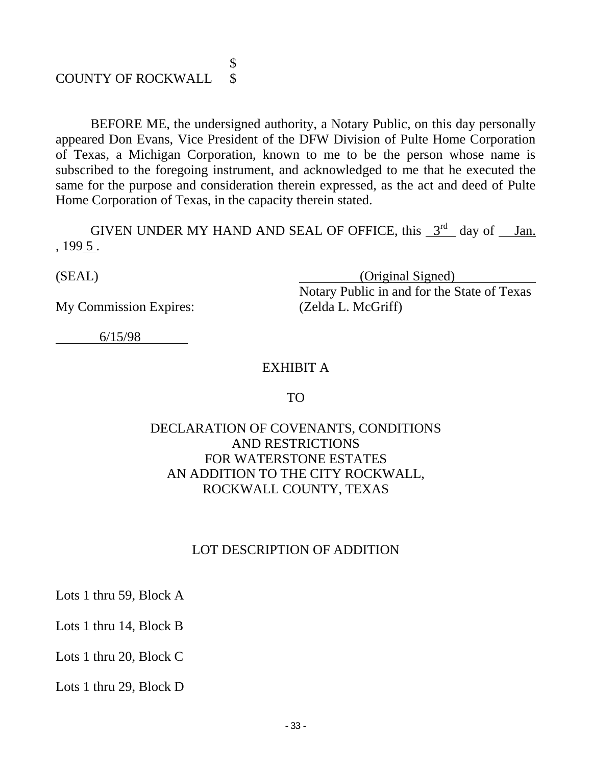$
COUNTY OF ROCKWALL $

BEFORE ME, the undersigned authority, a Notary Public, on this day personally appeared Don Evans, Vice President of the DFW Division of Pulte Home Corporation of Texas, a Michigan Corporation, known to me to be the person whose name is subscribed to the foregoing instrument, and acknowledged to me that he executed the same for the purpose and consideration therein expressed, as the act and deed of Pulte Home Corporation of Texas, in the capacity therein stated.

GIVEN UNDER MY HAND AND SEAL OF OFFICE, this 3rd day of Jan., 1995.

(SEAL)

(Original Signed)
Notary Public in and for the State of Texas
(Zelda L. McGriff)

My Commission Expires:

6/15/98

## EXHIBIT A

## TO

## DECLARATION OF COVENANTS, CONDITIONS AND RESTRICTIONS FOR WATERSTONE ESTATES AN ADDITION TO THE CITY ROCKWALL, ROCKWALL COUNTY, TEXAS

### LOT DESCRIPTION OF ADDITION

Lots 1 thru 59, Block A

Lots 1 thru 14, Block B

Lots 1 thru 20, Block C

Lots 1 thru 29, Block D